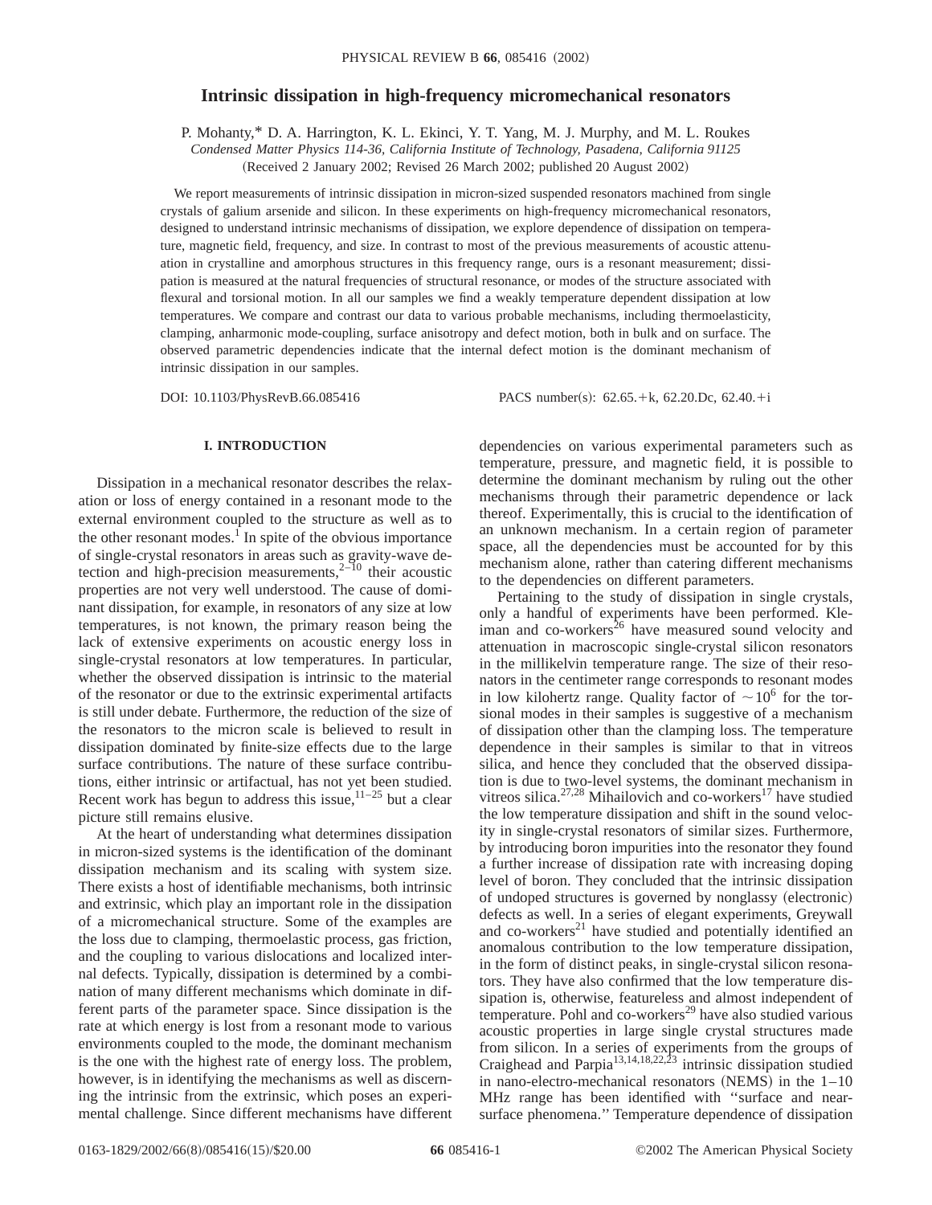# Intrinsic dissipation in high-frequency micromechanical resonators

P. Mohanty,* D. A. Harrington, K. L. Ekinci, Y. T. Yang, M. J. Murphy, and M. L. Roukes

*Condensed Matter Physics 114-36, California Institute of Technology, Pasadena, California 91125*

(Received 2 January 2002; Revised 26 March 2002; published 20 August 2002)

We report measurements of intrinsic dissipation in micron-sized suspended resonators machined from single crystals of galium arsenide and silicon. In these experiments on high-frequency micromechanical resonators, designed to understand intrinsic mechanisms of dissipation, we explore dependence of dissipation on temperature, magnetic field, frequency, and size. In contrast to most of the previous measurements of acoustic attenuation in crystalline and amorphous structures in this frequency range, ours is a resonant measurement; dissipation is measured at the natural frequencies of structural resonance, or modes of the structure associated with flexural and torsional motion. In all our samples we find a weakly temperature dependent dissipation at low temperatures. We compare and contrast our data to various probable mechanisms, including thermoelasticity, clamping, anharmonic mode-coupling, surface anisotropy and defect motion, both in bulk and on surface. The observed parametric dependencies indicate that the internal defect motion is the dominant mechanism of intrinsic dissipation in our samples.

DOI: 10.1103/PhysRevB.66.085416 PACS number(s): 62.65.+k, 62.20.Dc, 62.40.+i

## I. INTRODUCTION

Dissipation in a mechanical resonator describes the relaxation or loss of energy contained in a resonant mode to the external environment coupled to the structure as well as to the other resonant modes.[1] In spite of the obvious importance of single-crystal resonators in areas such as gravity-wave detection and high-precision measurements,[2–10] their acoustic properties are not very well understood. The cause of dominant dissipation, for example, in resonators of any size at low temperatures, is not known, the primary reason being the lack of extensive experiments on acoustic energy loss in single-crystal resonators at low temperatures. In particular, whether the observed dissipation is intrinsic to the material of the resonator or due to the extrinsic experimental artifacts is still under debate. Furthermore, the reduction of the size of the resonators to the micron scale is believed to result in dissipation dominated by finite-size effects due to the large surface contributions. The nature of these surface contributions, either intrinsic or artifactual, has not yet been studied. Recent work has begun to address this issue,[11–25] but a clear picture still remains elusive.

At the heart of understanding what determines dissipation in micron-sized systems is the identification of the dominant dissipation mechanism and its scaling with system size. There exists a host of identifiable mechanisms, both intrinsic and extrinsic, which play an important role in the dissipation of a micromechanical structure. Some of the examples are the loss due to clamping, thermoelastic process, gas friction, and the coupling to various dislocations and localized internal defects. Typically, dissipation is determined by a combination of many different mechanisms which dominate in different parts of the parameter space. Since dissipation is the rate at which energy is lost from a resonant mode to various environments coupled to the mode, the dominant mechanism is the one with the highest rate of energy loss. The problem, however, is in identifying the mechanisms as well as discerning the intrinsic from the extrinsic, which poses an experimental challenge. Since different mechanisms have different dependencies on various experimental parameters such as temperature, pressure, and magnetic field, it is possible to determine the dominant mechanism by ruling out the other mechanisms through their parametric dependence or lack thereof. Experimentally, this is crucial to the identification of an unknown mechanism. In a certain region of parameter space, all the dependencies must be accounted for by this mechanism alone, rather than catering different mechanisms to the dependencies on different parameters.

Pertaining to the study of dissipation in single crystals, only a handful of experiments have been performed. Kleiman and co-workers[26] have measured sound velocity and attenuation in macroscopic single-crystal silicon resonators in the millikelvin temperature range. The size of their resonators in the centimeter range corresponds to resonant modes in low kilohertz range. Quality factor of $\sim 10^6$ for the torsional modes in their samples is suggestive of a mechanism of dissipation other than the clamping loss. The temperature dependence in their samples is similar to that in vitreos silica, and hence they concluded that the observed dissipation is due to two-level systems, the dominant mechanism in vitreos silica.[27,28] Mihailovich and co-workers[17] have studied the low temperature dissipation and shift in the sound velocity in single-crystal resonators of similar sizes. Furthermore, by introducing boron impurities into the resonator they found a further increase of dissipation rate with increasing doping level of boron. They concluded that the intrinsic dissipation of undoped structures is governed by nonglassy (electronic) defects as well. In a series of elegant experiments, Greywall and co-workers[21] have studied and potentially identified an anomalous contribution to the low temperature dissipation, in the form of distinct peaks, in single-crystal silicon resonators. They have also confirmed that the low temperature dissipation is, otherwise, featureless and almost independent of temperature. Pohl and co-workers[29] have also studied various acoustic properties in large single crystal structures made from silicon. In a series of experiments from the groups of Craighead and Parpia[13,14,18,22,23] intrinsic dissipation studied in nano-electro-mechanical resonators (NEMS) in the 1–10 MHz range has been identified with "surface and near-surface phenomena." Temperature dependence of dissipation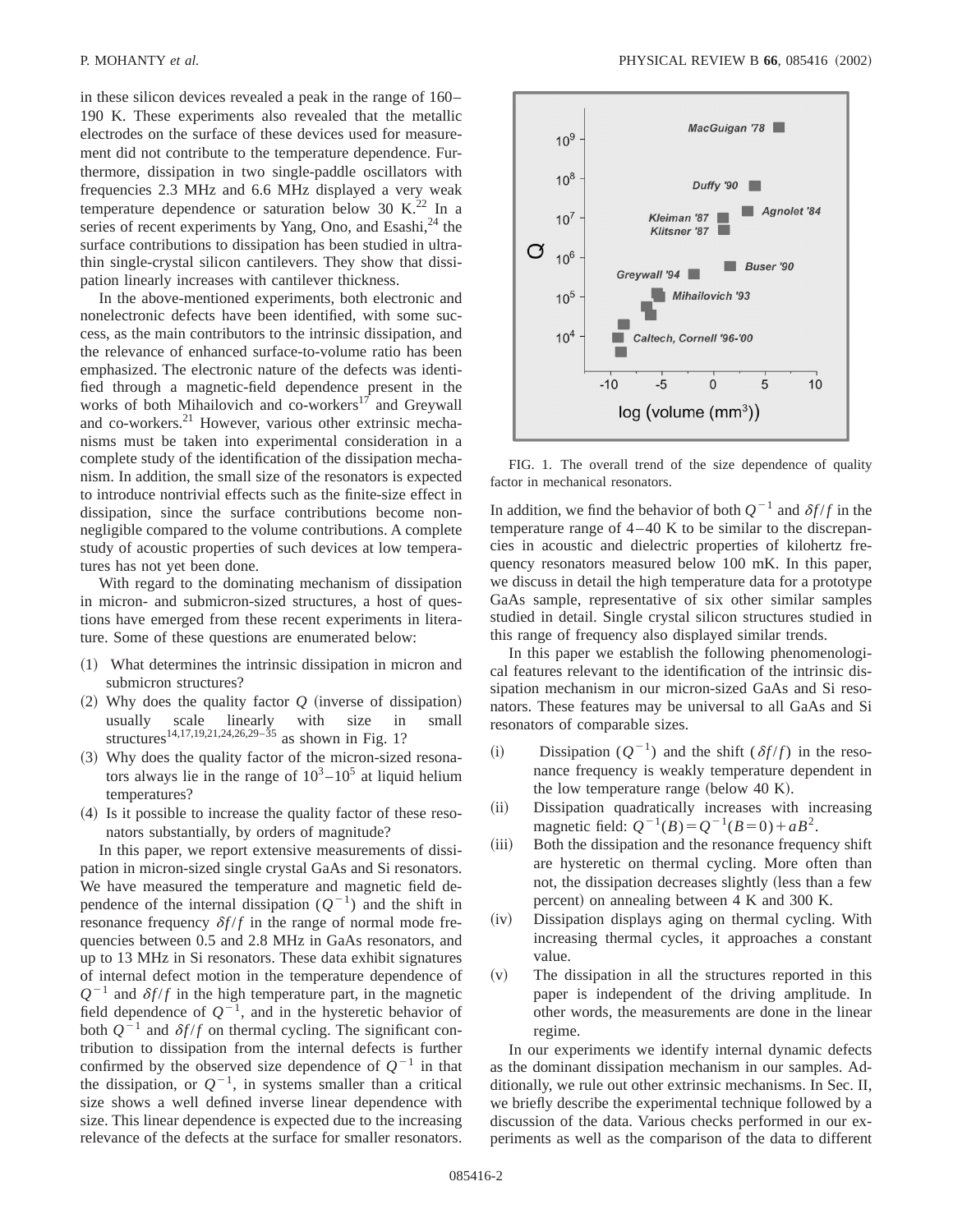in these silicon devices revealed a peak in the range of 160–190 K. These experiments also revealed that the metallic electrodes on the surface of these devices used for measurement did not contribute to the temperature dependence. Furthermore, dissipation in two single-paddle oscillators with frequencies 2.3 MHz and 6.6 MHz displayed a very weak temperature dependence or saturation below 30 K.[22] In a series of recent experiments by Yang, Ono, and Esashi,[24] the surface contributions to dissipation has been studied in ultrathin single-crystal silicon cantilevers. They show that dissipation linearly increases with cantilever thickness.

In the above-mentioned experiments, both electronic and nonelectronic defects have been identified, with some success, as the main contributors to the intrinsic dissipation, and the relevance of enhanced surface-to-volume ratio has been emphasized. The electronic nature of the defects was identified through a magnetic-field dependence present in the works of both Mihailovich and co-workers[17] and Greywall and co-workers.[21] However, various other extrinsic mechanisms must be taken into experimental consideration in a complete study of the identification of the dissipation mechanism. In addition, the small size of the resonators is expected to introduce nontrivial effects such as the finite-size effect in dissipation, since the surface contributions become nonnegligible compared to the volume contributions. A complete study of acoustic properties of such devices at low temperatures has not yet been done.

With regard to the dominating mechanism of dissipation in micron- and submicron-sized structures, a host of questions have emerged from these recent experiments in literature. Some of these questions are enumerated below:

(1) What determines the intrinsic dissipation in micron and submicron structures?

(2) Why does the quality factor $Q$ (inverse of dissipation) usually scale linearly with size in small structures[14,17,19,21,24,26,29–35] as shown in Fig. 1?

(3) Why does the quality factor of the micron-sized resonators always lie in the range of $10^3$–$10^5$ at liquid helium temperatures?

(4) Is it possible to increase the quality factor of these resonators substantially, by orders of magnitude?

In this paper, we report extensive measurements of dissipation in micron-sized single crystal GaAs and Si resonators. We have measured the temperature and magnetic field dependence of the internal dissipation ($Q^{-1}$) and the shift in resonance frequency $\delta f/f$ in the range of normal mode frequencies between 0.5 and 2.8 MHz in GaAs resonators, and up to 13 MHz in Si resonators. These data exhibit signatures of internal defect motion in the temperature dependence of $Q^{-1}$ and $\delta f/f$ in the high temperature part, in the magnetic field dependence of $Q^{-1}$, and in the hysteretic behavior of both $Q^{-1}$ and $\delta f/f$ on thermal cycling. The significant contribution to dissipation from the internal defects is further confirmed by the observed size dependence of $Q^{-1}$ in that the dissipation, or $Q^{-1}$, in systems smaller than a critical size shows a well defined inverse linear dependence with size. This linear dependence is expected due to the increasing relevance of the defects at the surface for smaller resonators.

FIG. 1. The overall trend of the size dependence of quality factor in mechanical resonators.

In addition, we find the behavior of both $Q^{-1}$ and $\delta f/f$ in the temperature range of 4–40 K to be similar to the discrepancies in acoustic and dielectric properties of kilohertz frequency resonators measured below 100 mK. In this paper, we discuss in detail the high temperature data for a prototype GaAs sample, representative of six other similar samples studied in detail. Single crystal silicon structures studied in this range of frequency also displayed similar trends.

In this paper we establish the following phenomenological features relevant to the identification of the intrinsic dissipation mechanism in our micron-sized GaAs and Si resonators. These features may be universal to all GaAs and Si resonators of comparable sizes.

(i) Dissipation ($Q^{-1}$) and the shift ($\delta f/f$) in the resonance frequency is weakly temperature dependent in the low temperature range (below 40 K).

(ii) Dissipation quadratically increases with increasing magnetic field: $Q^{-1}(B)=Q^{-1}(B=0)+aB^2$.

(iii) Both the dissipation and the resonance frequency shift are hysteretic on thermal cycling. More often than not, the dissipation decreases slightly (less than a few percent) on annealing between 4 K and 300 K.

(iv) Dissipation displays aging on thermal cycling. With increasing thermal cycles, it approaches a constant value.

(v) The dissipation in all the structures reported in this paper is independent of the driving amplitude. In other words, the measurements are done in the linear regime.

In our experiments we identify internal dynamic defects as the dominant dissipation mechanism in our samples. Additionally, we rule out other extrinsic mechanisms. In Sec. II, we briefly describe the experimental technique followed by a discussion of the data. Various checks performed in our experiments as well as the comparison of the data to different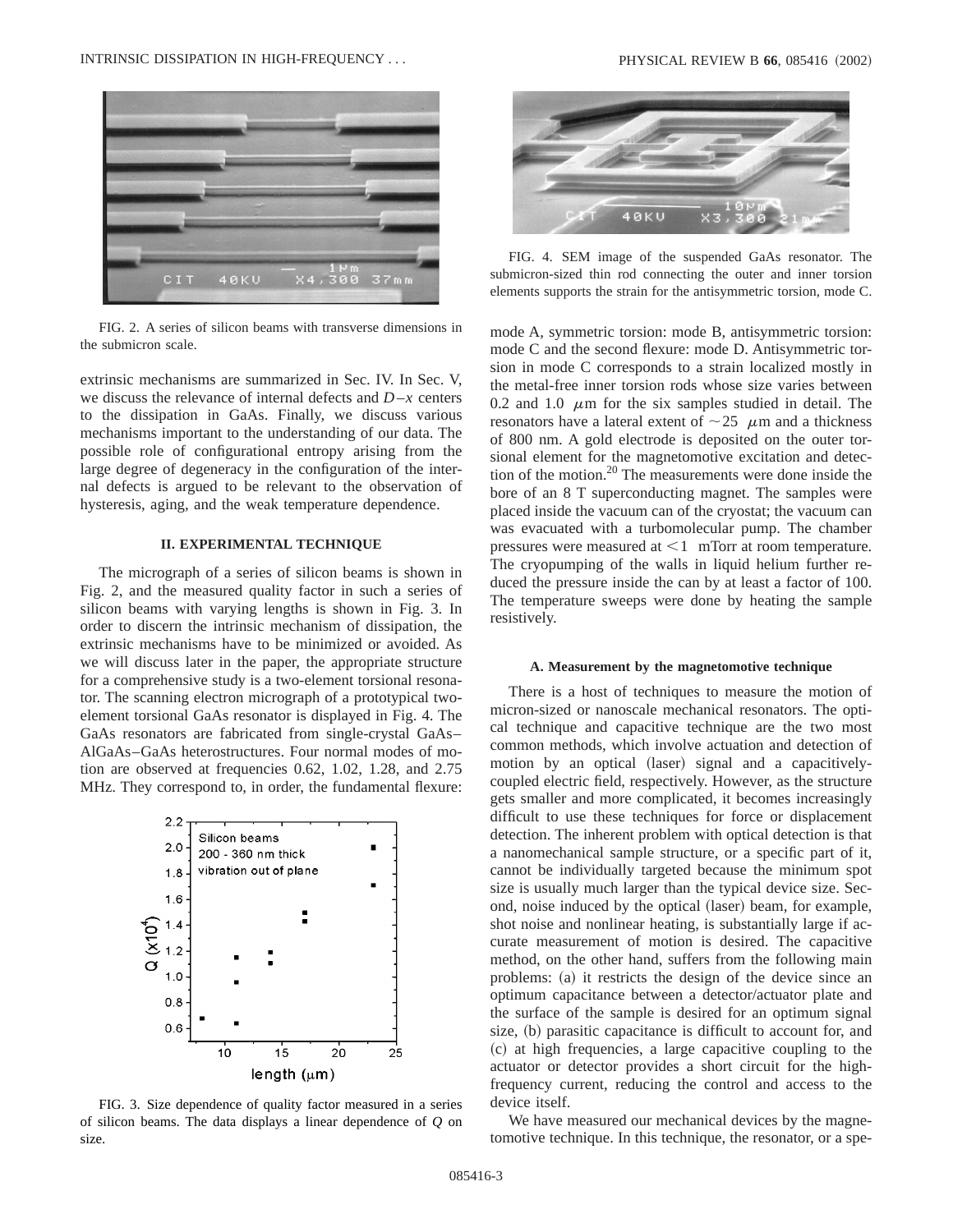FIG. 2. A series of silicon beams with transverse dimensions in the submicron scale.

extrinsic mechanisms are summarized in Sec. IV. In Sec. V, we discuss the relevance of internal defects and $D$–$x$ centers to the dissipation in GaAs. Finally, we discuss various mechanisms important to the understanding of our data. The possible role of configurational entropy arising from the large degree of degeneracy in the configuration of the internal defects is argued to be relevant to the observation of hysteresis, aging, and the weak temperature dependence.

## II. EXPERIMENTAL TECHNIQUE

The micrograph of a series of silicon beams is shown in Fig. 2, and the measured quality factor in such a series of silicon beams with varying lengths is shown in Fig. 3. In order to discern the intrinsic mechanism of dissipation, the extrinsic mechanisms have to be minimized or avoided. As we will discuss later in the paper, the appropriate structure for a comprehensive study is a two-element torsional resonator. The scanning electron micrograph of a prototypical two-element torsional GaAs resonator is displayed in Fig. 4. The GaAs resonators are fabricated from single-crystal GaAs–AlGaAs–GaAs heterostructures. Four normal modes of motion are observed at frequencies 0.62, 1.02, 1.28, and 2.75 MHz. They correspond to, in order, the fundamental flexure: mode A, symmetric torsion: mode B, antisymmetric torsion: mode C and the second flexure: mode D. Antisymmetric torsion in mode C corresponds to a strain localized mostly in the metal-free inner torsion rods whose size varies between 0.2 and 1.0 $\mu$m for the six samples studied in detail. The resonators have a lateral extent of $\sim 25$ $\mu$m and a thickness of 800 nm. A gold electrode is deposited on the outer torsional element for the magnetomotive excitation and detection of the motion.[20] The measurements were done inside the bore of an 8 T superconducting magnet. The samples were placed inside the vacuum can of the cryostat; the vacuum can was evacuated with a turbomolecular pump. The chamber pressures were measured at $<1$ mTorr at room temperature. The cryopumping of the walls in liquid helium further reduced the pressure inside the can by at least a factor of 100. The temperature sweeps were done by heating the sample resistively.

FIG. 3. Size dependence of quality factor measured in a series of silicon beams. The data displays a linear dependence of $Q$ on size.

FIG. 4. SEM image of the suspended GaAs resonator. The submicron-sized thin rod connecting the outer and inner torsion elements supports the strain for the antisymmetric torsion, mode C.

### A. Measurement by the magnetomotive technique

There is a host of techniques to measure the motion of micron-sized or nanoscale mechanical resonators. The optical technique and capacitive technique are the two most common methods, which involve actuation and detection of motion by an optical (laser) signal and a capacitively-coupled electric field, respectively. However, as the structure gets smaller and more complicated, it becomes increasingly difficult to use these techniques for force or displacement detection. The inherent problem with optical detection is that a nanomechanical sample structure, or a specific part of it, cannot be individually targeted because the minimum spot size is usually much larger than the typical device size. Second, noise induced by the optical (laser) beam, for example, shot noise and nonlinear heating, is substantially large if accurate measurement of motion is desired. The capacitive method, on the other hand, suffers from the following main problems: (a) it restricts the design of the device since an optimum capacitance between a detector/actuator plate and the surface of the sample is desired for an optimum signal size, (b) parasitic capacitance is difficult to account for, and (c) at high frequencies, a large capacitive coupling to the actuator or detector provides a short circuit for the high-frequency current, reducing the control and access to the device itself.

We have measured our mechanical devices by the magnetomotive technique. In this technique, the resonator, or a spe-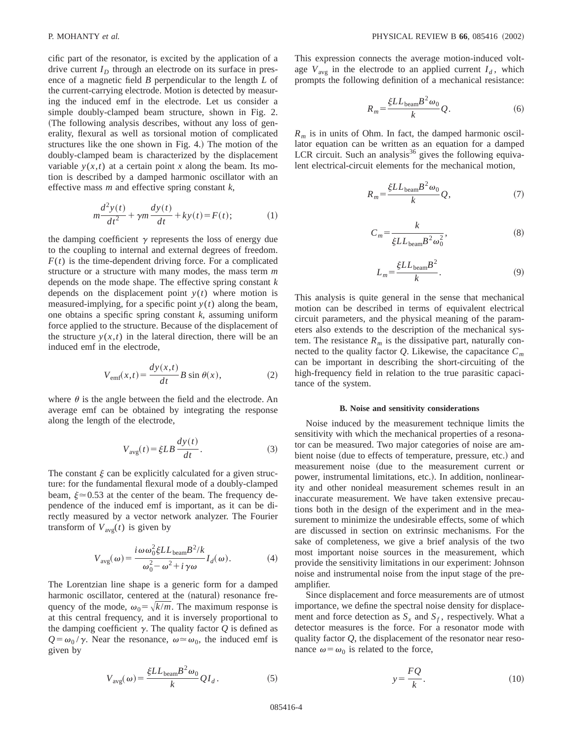cific part of the resonator, is excited by the application of a drive current $I_D$ through an electrode on its surface in presence of a magnetic field $B$ perpendicular to the length $L$ of the current-carrying electrode. Motion is detected by measuring the induced emf in the electrode. Let us consider a simple doubly-clamped beam structure, shown in Fig. 2. (The following analysis describes, without any loss of generality, flexural as well as torsional motion of complicated structures like the one shown in Fig. 4.) The motion of the doubly-clamped beam is characterized by the displacement variable $y(x,t)$ at a certain point $x$ along the beam. Its motion is described by a damped harmonic oscillator with an effective mass $m$ and effective spring constant $k$,

$$m\frac{d^2y(t)}{dt^2}+\gamma m\frac{dy(t)}{dt}+ky(t)=F(t);\tag{1}$$

the damping coefficient $\gamma$ represents the loss of energy due to the coupling to internal and external degrees of freedom. $F(t)$ is the time-dependent driving force. For a complicated structure or a structure with many modes, the mass term $m$ depends on the mode shape. The effective spring constant $k$ depends on the displacement point $y(t)$ where motion is measured-implying, for a specific point $y(t)$ along the beam, one obtains a specific spring constant $k$, assuming uniform force applied to the structure. Because of the displacement of the structure $y(x,t)$ in the lateral direction, there will be an induced emf in the electrode,

$$V_{\rm emf}(x,t)=\frac{dy(x,t)}{dt}B\sin\theta(x),\tag{2}$$

where $\theta$ is the angle between the field and the electrode. An average emf can be obtained by integrating the response along the length of the electrode,

$$V_{\rm avg}(t)=\xi LB\frac{dy(t)}{dt}.\tag{3}$$

The constant $\xi$ can be explicitly calculated for a given structure: for the fundamental flexural mode of a doubly-clamped beam, $\xi\simeq0.53$ at the center of the beam. The frequency dependence of the induced emf is important, as it can be directly measured by a vector network analyzer. The Fourier transform of $V_{\rm avg}(t)$ is given by

$$V_{\rm avg}(\omega)=\frac{i\omega\omega_0^2\xi LL_{\rm beam}B^2/k}{\omega_0^2-\omega^2+i\gamma\omega}I_d(\omega).\tag{4}$$

The Lorentzian line shape is a generic form for a damped harmonic oscillator, centered at the (natural) resonance frequency of the mode, $\omega_0=\sqrt{k/m}$. The maximum response is at this central frequency, and it is inversely proportional to the damping coefficient $\gamma$. The quality factor $Q$ is defined as $Q=\omega_0/\gamma$. Near the resonance, $\omega\simeq\omega_0$, the induced emf is given by

$$V_{\rm avg}(\omega)=\frac{\xi LL_{\rm beam}B^2\omega_0}{k}QI_d.\tag{5}$$

This expression connects the average motion-induced voltage $V_{\rm avg}$ in the electrode to an applied current $I_d$, which prompts the following definition of a mechanical resistance:

$$R_m=\frac{\xi LL_{\rm beam}B^2\omega_0}{k}Q.\tag{6}$$

$R_m$ is in units of Ohm. In fact, the damped harmonic oscillator equation can be written as an equation for a damped LCR circuit. Such an analysis[36] gives the following equivalent electrical-circuit elements for the mechanical motion,

$$R_m=\frac{\xi LL_{\rm beam}B^2\omega_0}{k}Q,\tag{7}$$

$$C_m=\frac{k}{\xi LL_{\rm beam}B^2\omega_0^2},\tag{8}$$

$$L_m=\frac{\xi LL_{\rm beam}B^2}{k}.\tag{9}$$

This analysis is quite general in the sense that mechanical motion can be described in terms of equivalent electrical circuit parameters, and the physical meaning of the parameters also extends to the description of the mechanical system. The resistance $R_m$ is the dissipative part, naturally connected to the quality factor $Q$. Likewise, the capacitance $C_m$ can be important in describing the short-circuiting of the high-frequency field in relation to the true parasitic capacitance of the system.

### B. Noise and sensitivity considerations

Noise induced by the measurement technique limits the sensitivity with which the mechanical properties of a resonator can be measured. Two major categories of noise are ambient noise (due to effects of temperature, pressure, etc.) and measurement noise (due to the measurement current or power, instrumental limitations, etc.). In addition, nonlinearity and other nonideal measurement schemes result in an inaccurate measurement. We have taken extensive precautions both in the design of the experiment and in the measurement to minimize the undesirable effects, some of which are discussed in section on extrinsic mechanisms. For the sake of completeness, we give a brief analysis of the two most important noise sources in the measurement, which provide the sensitivity limitations in our experiment: Johnson noise and instrumental noise from the input stage of the preamplifier.

Since displacement and force measurements are of utmost importance, we define the spectral noise density for displacement and force detection as $S_x$ and $S_f$, respectively. What a detector measures is the force. For a resonator mode with quality factor $Q$, the displacement of the resonator near resonance $\omega=\omega_0$ is related to the force,

$$y=\frac{FQ}{k}.\tag{10}$$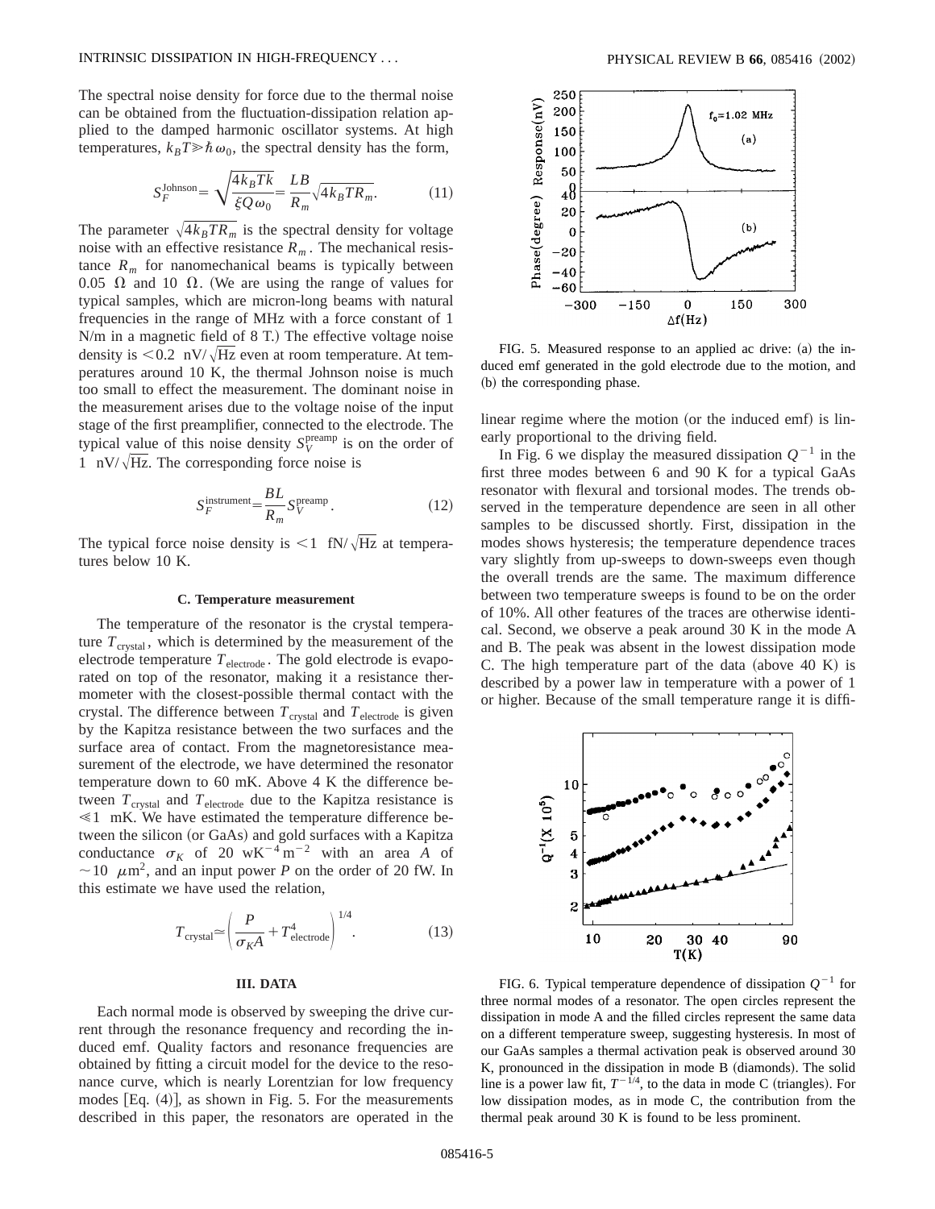The spectral noise density for force due to the thermal noise can be obtained from the fluctuation-dissipation relation applied to the damped harmonic oscillator systems. At high temperatures, $k_B T \gg \hbar \omega_0$, the spectral density has the form,

$$S_F^{\text{Johnson}} = \sqrt{\frac{4 k_B T k}{\xi Q \omega_0}} = \frac{LB}{R_m} \sqrt{4 k_B T R_m}. \tag{11}$$

The parameter $\sqrt{4 k_B T R_m}$ is the spectral density for voltage noise with an effective resistance $R_m$. The mechanical resistance $R_m$ for nanomechanical beams is typically between 0.05 $\Omega$ and 10 $\Omega$. (We are using the range of values for typical samples, which are micron-long beams with natural frequencies in the range of MHz with a force constant of 1 N/m in a magnetic field of 8 T.) The effective voltage noise density is $<0.2$ nV/$\sqrt{\text{Hz}}$ even at room temperature. At temperatures around 10 K, the thermal Johnson noise is much too small to effect the measurement. The dominant noise in the measurement arises due to the voltage noise of the input stage of the first preamplifier, connected to the electrode. The typical value of this noise density $S_V^{\text{preamp}}$ is on the order of 1 nV/$\sqrt{\text{Hz}}$. The corresponding force noise is

$$S_F^{\text{instrument}} = \frac{BL}{R_m} S_V^{\text{preamp}}. \tag{12}$$

The typical force noise density is $<1$ fN/$\sqrt{\text{Hz}}$ at temperatures below 10 K.

### C. Temperature measurement

The temperature of the resonator is the crystal temperature $T_{\text{crystal}}$, which is determined by the measurement of the electrode temperature $T_{\text{electrode}}$. The gold electrode is evaporated on top of the resonator, making it a resistance thermometer with the closest-possible thermal contact with the crystal. The difference between $T_{\text{crystal}}$ and $T_{\text{electrode}}$ is given by the Kapitza resistance between the two surfaces and the surface area of contact. From the magnetoresistance measurement of the electrode, we have determined the resonator temperature down to 60 mK. Above 4 K the difference between $T_{\text{crystal}}$ and $T_{\text{electrode}}$ due to the Kapitza resistance is $\ll 1$ mK. We have estimated the temperature difference between the silicon (or GaAs) and gold surfaces with a Kapitza conductance $\sigma_K$ of 20 wK$^{-4}$m$^{-2}$ with an area $A$ of $\sim 10$ $\mu$m$^2$, and an input power $P$ on the order of 20 fW. In this estimate we have used the relation,

$$T_{\text{crystal}} \simeq \left( \frac{P}{\sigma_K A} + T_{\text{electrode}}^4 \right)^{1/4}. \tag{13}$$

## III. DATA

Each normal mode is observed by sweeping the drive current through the resonance frequency and recording the induced emf. Quality factors and resonance frequencies are obtained by fitting a circuit model for the device to the resonance curve, which is nearly Lorentzian for low frequency modes [Eq. (4)], as shown in Fig. 5. For the measurements described in this paper, the resonators are operated in the linear regime where the motion (or the induced emf) is linearly proportional to the driving field.

FIG. 5. Measured response to an applied ac drive: (a) the induced emf generated in the gold electrode due to the motion, and (b) the corresponding phase.

In Fig. 6 we display the measured dissipation $Q^{-1}$ in the first three modes between 6 and 90 K for a typical GaAs resonator with flexural and torsional modes. The trends observed in the temperature dependence are seen in all other samples to be discussed shortly. First, dissipation in the modes shows hysteresis; the temperature dependence traces vary slightly from up-sweeps to down-sweeps even though the overall trends are the same. The maximum difference between two temperature sweeps is found to be on the order of 10%. All other features of the traces are otherwise identical. Second, we observe a peak around 30 K in the mode A and B. The peak was absent in the lowest dissipation mode C. The high temperature part of the data (above 40 K) is described by a power law in temperature with a power of 1 or higher. Because of the small temperature range it is diffi-

FIG. 6. Typical temperature dependence of dissipation $Q^{-1}$ for three normal modes of a resonator. The open circles represent the dissipation in mode A and the filled circles represent the same data on a different temperature sweep, suggesting hysteresis. In most of our GaAs samples a thermal activation peak is observed around 30 K, pronounced in the dissipation in mode B (diamonds). The solid line is a power law fit, $T^{-1/4}$, to the data in mode C (triangles). For low dissipation modes, as in mode C, the contribution from the thermal peak around 30 K is found to be less prominent.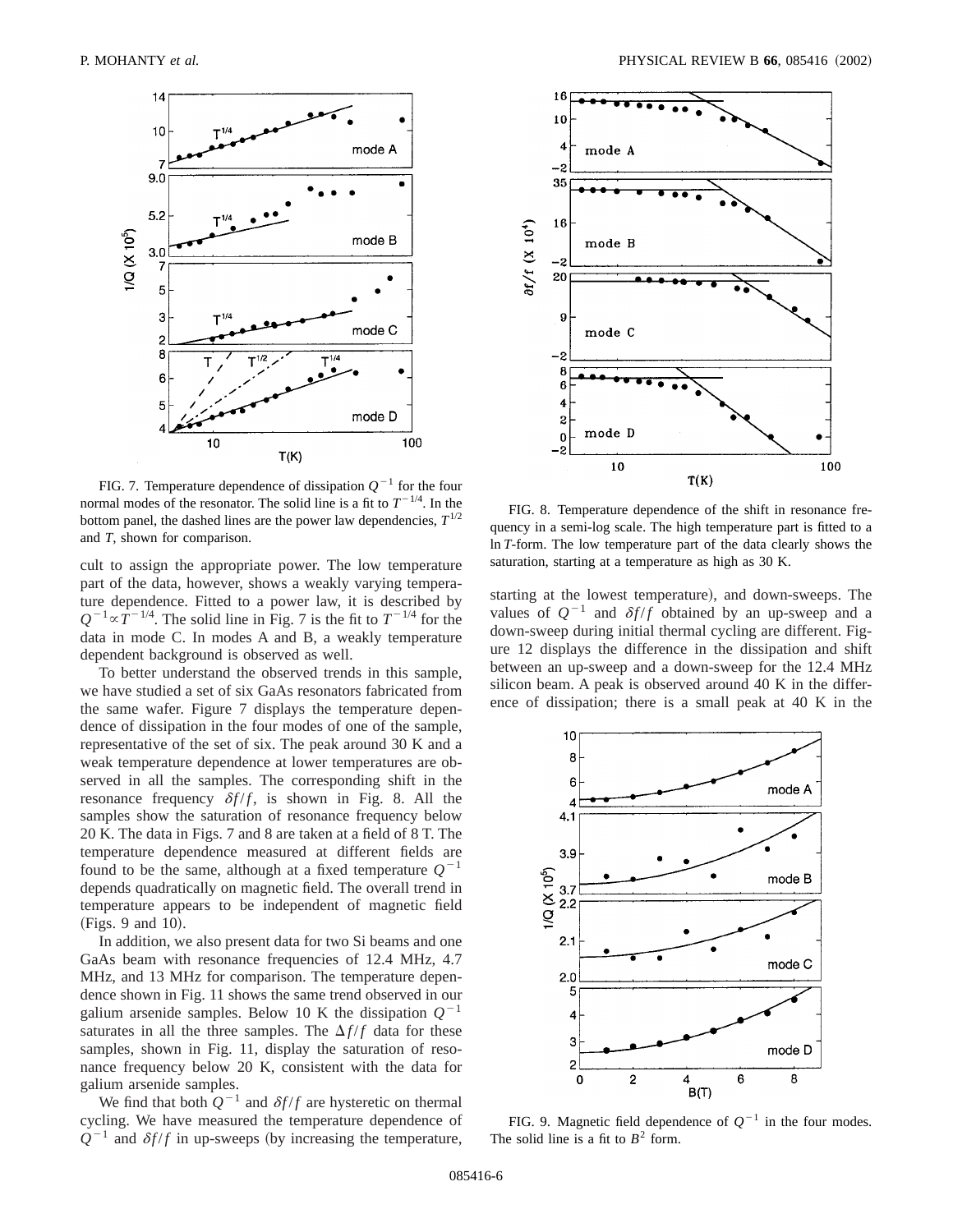FIG. 7. Temperature dependence of dissipation $Q^{-1}$ for the four normal modes of the resonator. The solid line is a fit to $T^{-1/4}$. In the bottom panel, the dashed lines are the power law dependencies, $T^{1/2}$ and $T$, shown for comparison.

FIG. 8. Temperature dependence of the shift in resonance frequency in a semi-log scale. The high temperature part is fitted to a $\ln T$-form. The low temperature part of the data clearly shows the saturation, starting at a temperature as high as 30 K.

cult to assign the appropriate power. The low temperature part of the data, however, shows a weakly varying temperature dependence. Fitted to a power law, it is described by $Q^{-1} \propto T^{-1/4}$. The solid line in Fig. 7 is the fit to $T^{-1/4}$ for the data in mode C. In modes A and B, a weakly temperature dependent background is observed as well.

To better understand the observed trends in this sample, we have studied a set of six GaAs resonators fabricated from the same wafer. Figure 7 displays the temperature dependence of dissipation in the four modes of one of the sample, representative of the set of six. The peak around 30 K and a weak temperature dependence at lower temperatures are observed in all the samples. The corresponding shift in the resonance frequency $\delta f/f$, is shown in Fig. 8. All the samples show the saturation of resonance frequency below 20 K. The data in Figs. 7 and 8 are taken at a field of 8 T. The temperature dependence measured at different fields are found to be the same, although at a fixed temperature $Q^{-1}$ depends quadratically on magnetic field. The overall trend in temperature appears to be independent of magnetic field (Figs. 9 and 10).

In addition, we also present data for two Si beams and one GaAs beam with resonance frequencies of 12.4 MHz, 4.7 MHz, and 13 MHz for comparison. The temperature dependence shown in Fig. 11 shows the same trend observed in our galium arsenide samples. Below 10 K the dissipation $Q^{-1}$ saturates in all the three samples. The $\Delta f/f$ data for these samples, shown in Fig. 11, display the saturation of resonance frequency below 20 K, consistent with the data for galium arsenide samples.

We find that both $Q^{-1}$ and $\delta f/f$ are hysteretic on thermal cycling. We have measured the temperature dependence of $Q^{-1}$ and $\delta f/f$ in up-sweeps (by increasing the temperature, starting at the lowest temperature), and down-sweeps. The values of $Q^{-1}$ and $\delta f/f$ obtained by an up-sweep and a down-sweep during initial thermal cycling are different. Figure 12 displays the difference in the dissipation and shift between an up-sweep and a down-sweep for the 12.4 MHz silicon beam. A peak is observed around 40 K in the difference of dissipation; there is a small peak at 40 K in the

FIG. 9. Magnetic field dependence of $Q^{-1}$ in the four modes. The solid line is a fit to $B^2$ form.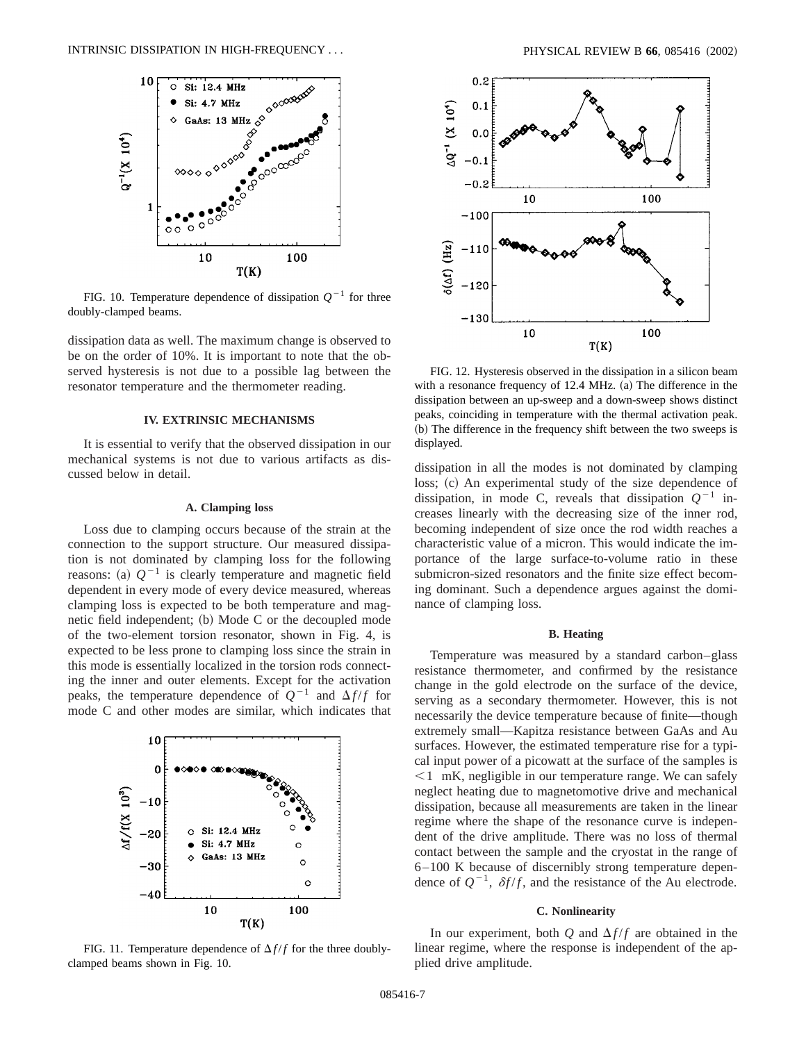FIG. 10. Temperature dependence of dissipation $Q^{-1}$ for three doubly-clamped beams.

FIG. 11. Temperature dependence of $\Delta f/f$ for the three doubly-clamped beams shown in Fig. 10.

dissipation data as well. The maximum change is observed to be on the order of 10%. It is important to note that the observed hysteresis is not due to a possible lag between the resonator temperature and the thermometer reading.

## IV. EXTRINSIC MECHANISMS

It is essential to verify that the observed dissipation in our mechanical systems is not due to various artifacts as discussed below in detail.

### A. Clamping loss

Loss due to clamping occurs because of the strain at the connection to the support structure. Our measured dissipation is not dominated by clamping loss for the following reasons: (a) $Q^{-1}$ is clearly temperature and magnetic field dependent in every mode of every device measured, whereas clamping loss is expected to be both temperature and magnetic field independent; (b) Mode C or the decoupled mode of the two-element torsion resonator, shown in Fig. 4, is expected to be less prone to clamping loss since the strain in this mode is essentially localized in the torsion rods connecting the inner and outer elements. Except for the activation peaks, the temperature dependence of $Q^{-1}$ and $\Delta f/f$ for mode C and other modes are similar, which indicates that dissipation in all the modes is not dominated by clamping loss; (c) An experimental study of the size dependence of dissipation, in mode C, reveals that dissipation $Q^{-1}$ increases linearly with the decreasing size of the inner rod, becoming independent of size once the rod width reaches a characteristic value of a micron. This would indicate the importance of the large surface-to-volume ratio in these submicron-sized resonators and the finite size effect becoming dominant. Such a dependence argues against the dominance of clamping loss.

FIG. 12. Hysteresis observed in the dissipation in a silicon beam with a resonance frequency of 12.4 MHz. (a) The difference in the dissipation between an up-sweep and a down-sweep shows distinct peaks, coinciding in temperature with the thermal activation peak. (b) The difference in the frequency shift between the two sweeps is displayed.

### B. Heating

Temperature was measured by a standard carbon–glass resistance thermometer, and confirmed by the resistance change in the gold electrode on the surface of the device, serving as a secondary thermometer. However, this is not necessarily the device temperature because of finite—though extremely small—Kapitza resistance between GaAs and Au surfaces. However, the estimated temperature rise for a typical input power of a picowatt at the surface of the samples is $<1$ mK, negligible in our temperature range. We can safely neglect heating due to magnetomotive drive and mechanical dissipation, because all measurements are taken in the linear regime where the shape of the resonance curve is independent of the drive amplitude. There was no loss of thermal contact between the sample and the cryostat in the range of 6–100 K because of discernibly strong temperature dependence of $Q^{-1}$, $\delta f/f$, and the resistance of the Au electrode.

### C. Nonlinearity

In our experiment, both $Q$ and $\Delta f/f$ are obtained in the linear regime, where the response is independent of the applied drive amplitude.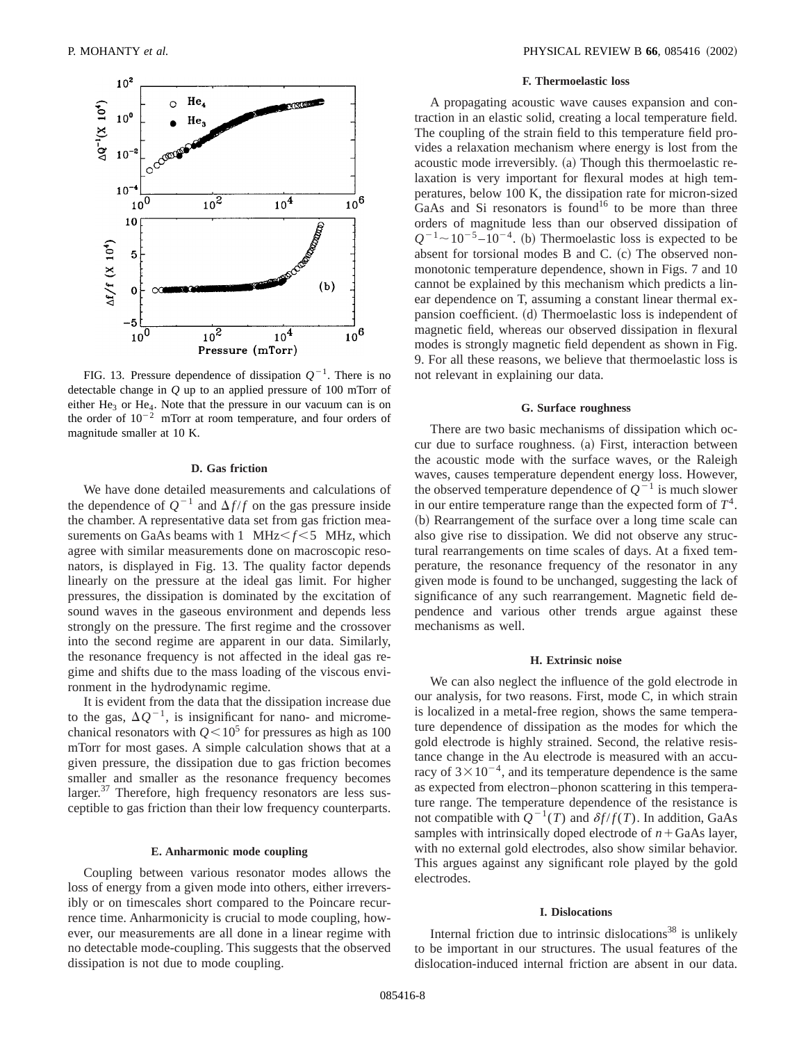FIG. 13. Pressure dependence of dissipation $Q^{-1}$. There is no detectable change in $Q$ up to an applied pressure of 100 mTorr of either $He_3$ or $He_4$. Note that the pressure in our vacuum can is on the order of $10^{-2}$ mTorr at room temperature, and four orders of magnitude smaller at 10 K.

### D. Gas friction

We have done detailed measurements and calculations of the dependence of $Q^{-1}$ and $\Delta f/f$ on the gas pressure inside the chamber. A representative data set from gas friction measurements on GaAs beams with $1\ \text{MHz}<f<5\ \text{MHz}$, which agree with similar measurements done on macroscopic resonators, is displayed in Fig. 13. The quality factor depends linearly on the pressure at the ideal gas limit. For higher pressures, the dissipation is dominated by the excitation of sound waves in the gaseous environment and depends less strongly on the pressure. The first regime and the crossover into the second regime are apparent in our data. Similarly, the resonance frequency is not affected in the ideal gas regime and shifts due to the mass loading of the viscous environment in the hydrodynamic regime.

It is evident from the data that the dissipation increase due to the gas, $\Delta Q^{-1}$, is insignificant for nano- and micromechanical resonators with $Q<10^5$ for pressures as high as 100 mTorr for most gases. A simple calculation shows that at a given pressure, the dissipation due to gas friction becomes smaller and smaller as the resonance frequency becomes larger.[37] Therefore, high frequency resonators are less susceptible to gas friction than their low frequency counterparts.

### E. Anharmonic mode coupling

Coupling between various resonator modes allows the loss of energy from a given mode into others, either irreversibly or on timescales short compared to the Poincare recurrence time. Anharmonicity is crucial to mode coupling, however, our measurements are all done in a linear regime with no detectable mode-coupling. This suggests that the observed dissipation is not due to mode coupling.

### F. Thermoelastic loss

A propagating acoustic wave causes expansion and contraction in an elastic solid, creating a local temperature field. The coupling of the strain field to this temperature field provides a relaxation mechanism where energy is lost from the acoustic mode irreversibly. (a) Though this thermoelastic relaxation is very important for flexural modes at high temperatures, below 100 K, the dissipation rate for micron-sized GaAs and Si resonators is found[16] to be more than three orders of magnitude less than our observed dissipation of $Q^{-1}\sim10^{-5}$–$10^{-4}$. (b) Thermoelastic loss is expected to be absent for torsional modes B and C. (c) The observed nonmonotonic temperature dependence, shown in Figs. 7 and 10 cannot be explained by this mechanism which predicts a linear dependence on T, assuming a constant linear thermal expansion coefficient. (d) Thermoelastic loss is independent of magnetic field, whereas our observed dissipation in flexural modes is strongly magnetic field dependent as shown in Fig. 9. For all these reasons, we believe that thermoelastic loss is not relevant in explaining our data.

### G. Surface roughness

There are two basic mechanisms of dissipation which occur due to surface roughness. (a) First, interaction between the acoustic mode with the surface waves, or the Raleigh waves, causes temperature dependent energy loss. However, the observed temperature dependence of $Q^{-1}$ is much slower in our entire temperature range than the expected form of $T^4$. (b) Rearrangement of the surface over a long time scale can also give rise to dissipation. We did not observe any structural rearrangements on time scales of days. At a fixed temperature, the resonance frequency of the resonator in any given mode is found to be unchanged, suggesting the lack of significance of any such rearrangement. Magnetic field dependence and various other trends argue against these mechanisms as well.

### H. Extrinsic noise

We can also neglect the influence of the gold electrode in our analysis, for two reasons. First, mode C, in which strain is localized in a metal-free region, shows the same temperature dependence of dissipation as the modes for which the gold electrode is highly strained. Second, the relative resistance change in the Au electrode is measured with an accuracy of $3\times10^{-4}$, and its temperature dependence is the same as expected from electron–phonon scattering in this temperature range. The temperature dependence of the resistance is not compatible with $Q^{-1}(T)$ and $\delta f/f(T)$. In addition, GaAs samples with intrinsically doped electrode of $n+$GaAs layer, with no external gold electrodes, also show similar behavior. This argues against any significant role played by the gold electrodes.

### I. Dislocations

Internal friction due to intrinsic dislocations[38] is unlikely to be important in our structures. The usual features of the dislocation-induced internal friction are absent in our data.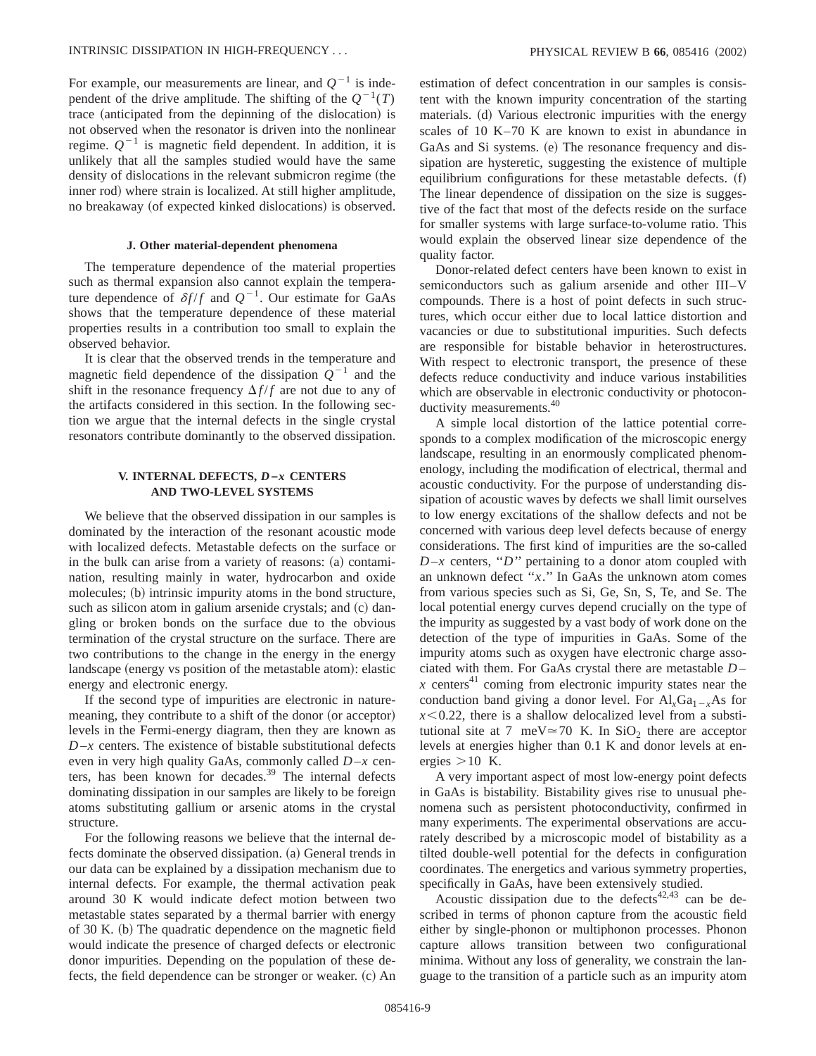For example, our measurements are linear, and $Q^{-1}$ is independent of the drive amplitude. The shifting of the $Q^{-1}(T)$ trace (anticipated from the depinning of the dislocation) is not observed when the resonator is driven into the nonlinear regime. $Q^{-1}$ is magnetic field dependent. In addition, it is unlikely that all the samples studied would have the same density of dislocations in the relevant submicron regime (the inner rod) where strain is localized. At still higher amplitude, no breakaway (of expected kinked dislocations) is observed.

### J. Other material-dependent phenomena

The temperature dependence of the material properties such as thermal expansion also cannot explain the temperature dependence of $\delta f/f$ and $Q^{-1}$. Our estimate for GaAs shows that the temperature dependence of these material properties results in a contribution too small to explain the observed behavior.

It is clear that the observed trends in the temperature and magnetic field dependence of the dissipation $Q^{-1}$ and the shift in the resonance frequency $\Delta f/f$ are not due to any of the artifacts considered in this section. In the following section we argue that the internal defects in the single crystal resonators contribute dominantly to the observed dissipation.

## V. INTERNAL DEFECTS, *D–x* CENTERS AND TWO-LEVEL SYSTEMS

We believe that the observed dissipation in our samples is dominated by the interaction of the resonant acoustic mode with localized defects. Metastable defects on the surface or in the bulk can arise from a variety of reasons: (a) contamination, resulting mainly in water, hydrocarbon and oxide molecules; (b) intrinsic impurity atoms in the bond structure, such as silicon atom in galium arsenide crystals; and (c) dangling or broken bonds on the surface due to the obvious termination of the crystal structure on the surface. There are two contributions to the change in the energy in the energy landscape (energy vs position of the metastable atom): elastic energy and electronic energy.

If the second type of impurities are electronic in nature-meaning, they contribute to a shift of the donor (or acceptor) levels in the Fermi-energy diagram, then they are known as *D–x* centers. The existence of bistable substitutional defects even in very high quality GaAs, commonly called *D–x* centers, has been known for decades.[39] The internal defects dominating dissipation in our samples are likely to be foreign atoms substituting gallium or arsenic atoms in the crystal structure.

For the following reasons we believe that the internal defects dominate the observed dissipation. (a) General trends in our data can be explained by a dissipation mechanism due to internal defects. For example, the thermal activation peak around 30 K would indicate defect motion between two metastable states separated by a thermal barrier with energy of 30 K. (b) The quadratic dependence on the magnetic field would indicate the presence of charged defects or electronic donor impurities. Depending on the population of these defects, the field dependence can be stronger or weaker. (c) An estimation of defect concentration in our samples is consistent with the known impurity concentration of the starting materials. (d) Various electronic impurities with the energy scales of 10 K–70 K are known to exist in abundance in GaAs and Si systems. (e) The resonance frequency and dissipation are hysteretic, suggesting the existence of multiple equilibrium configurations for these metastable defects. (f) The linear dependence of dissipation on the size is suggestive of the fact that most of the defects reside on the surface for smaller systems with large surface-to-volume ratio. This would explain the observed linear size dependence of the quality factor.

Donor-related defect centers have been known to exist in semiconductors such as galium arsenide and other III–V compounds. There is a host of point defects in such structures, which occur either due to local lattice distortion and vacancies or due to substitutional impurities. Such defects are responsible for bistable behavior in heterostructures. With respect to electronic transport, the presence of these defects reduce conductivity and induce various instabilities which are observable in electronic conductivity or photoconductivity measurements.[40]

A simple local distortion of the lattice potential corresponds to a complex modification of the microscopic energy landscape, resulting in an enormously complicated phenomenology, including the modification of electrical, thermal and acoustic conductivity. For the purpose of understanding dissipation of acoustic waves by defects we shall limit ourselves to low energy excitations of the shallow defects and not be concerned with various deep level defects because of energy considerations. The first kind of impurities are the so-called *D–x* centers, "*D*" pertaining to a donor atom coupled with an unknown defect "*x*." In GaAs the unknown atom comes from various species such as Si, Ge, Sn, S, Te, and Se. The local potential energy curves depend crucially on the type of the impurity as suggested by a vast body of work done on the detection of the type of impurities in GaAs. Some of the impurity atoms such as oxygen have electronic charge associated with them. For GaAs crystal there are metastable *D–x* centers[41] coming from electronic impurity states near the conduction band giving a donor level. For $Al_xGa_{1-x}As$ for $x<0.22$, there is a shallow delocalized level from a substitutional site at 7 $\text{meV}\simeq 70$ K. In $SiO_2$ there are acceptor levels at energies higher than 0.1 K and donor levels at energies $>10$ K.

A very important aspect of most low-energy point defects in GaAs is bistability. Bistability gives rise to unusual phenomena such as persistent photoconductivity, confirmed in many experiments. The experimental observations are accurately described by a microscopic model of bistability as a tilted double-well potential for the defects in configuration coordinates. The energetics and various symmetry properties, specifically in GaAs, have been extensively studied.

Acoustic dissipation due to the defects[42,43] can be described in terms of phonon capture from the acoustic field either by single-phonon or multiphonon processes. Phonon capture allows transition between two configurational minima. Without any loss of generality, we constrain the language to the transition of a particle such as an impurity atom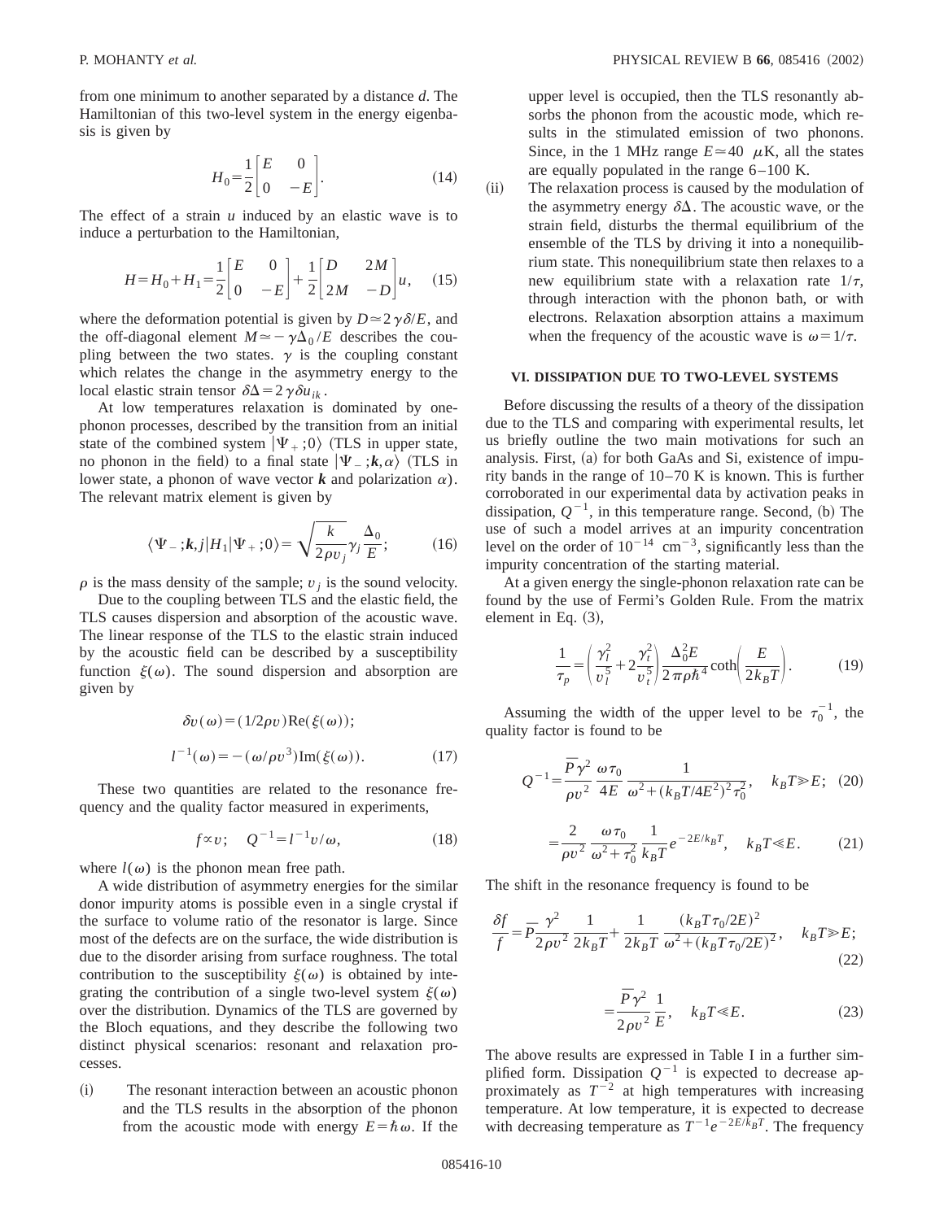from one minimum to another separated by a distance $d$. The Hamiltonian of this two-level system in the energy eigenbasis is given by

$$H_0 = \frac{1}{2}\begin{bmatrix} E & 0 \\ 0 & -E \end{bmatrix}. \tag{14}$$

The effect of a strain $u$ induced by an elastic wave is to induce a perturbation to the Hamiltonian,

$$H = H_0 + H_1 = \frac{1}{2}\begin{bmatrix} E & 0 \\ 0 & -E \end{bmatrix} + \frac{1}{2}\begin{bmatrix} D & 2M \\ 2M & -D \end{bmatrix} u, \tag{15}$$

where the deformation potential is given by $D \simeq 2\gamma\delta/E$, and the off-diagonal element $M \simeq -\gamma\Delta_0/E$ describes the coupling between the two states. $\gamma$ is the coupling constant which relates the change in the asymmetry energy to the local elastic strain tensor $\delta\Delta = 2\gamma\delta u_{ik}$.

At low temperatures relaxation is dominated by one-phonon processes, described by the transition from an initial state of the combined system $|\Psi_+;0\rangle$ (TLS in upper state, no phonon in the field) to a final state $|\Psi_-;\boldsymbol{k},\alpha\rangle$ (TLS in lower state, a phonon of wave vector $\boldsymbol{k}$ and polarization $\alpha$). The relevant matrix element is given by

$$\langle \Psi_-;\boldsymbol{k},j|H_1|\Psi_+;0\rangle = \sqrt{\frac{k}{2\rho v_j}}\gamma_j \frac{\Delta_0}{E}; \tag{16}$$

$\rho$ is the mass density of the sample; $v_j$ is the sound velocity.

Due to the coupling between TLS and the elastic field, the TLS causes dispersion and absorption of the acoustic wave. The linear response of the TLS to the elastic strain induced by the acoustic field can be described by a susceptibility function $\xi(\omega)$. The sound dispersion and absorption are given by

$$\delta v(\omega) = (1/2\rho v)\mathrm{Re}(\xi(\omega));$$

$$l^{-1}(\omega) = -(\omega/\rho v^3)\mathrm{Im}(\xi(\omega)). \tag{17}$$

These two quantities are related to the resonance frequency and the quality factor measured in experiments,

$$f \propto v; \quad Q^{-1} = l^{-1}v/\omega, \tag{18}$$

where $l(\omega)$ is the phonon mean free path.

A wide distribution of asymmetry energies for the similar donor impurity atoms is possible even in a single crystal if the surface to volume ratio of the resonator is large. Since most of the defects are on the surface, the wide distribution is due to the disorder arising from surface roughness. The total contribution to the susceptibility $\xi(\omega)$ is obtained by integrating the contribution of a single two-level system $\xi(\omega)$ over the distribution. Dynamics of the TLS are governed by the Bloch equations, and they describe the following two distinct physical scenarios: resonant and relaxation processes.

(i) The resonant interaction between an acoustic phonon and the TLS results in the absorption of the phonon from the acoustic mode with energy $E=\hbar\omega$. If the upper level is occupied, then the TLS resonantly absorbs the phonon from the acoustic mode, which results in the stimulated emission of two phonons. Since, in the 1 MHz range $E \simeq 40$ $\mu$K, all the states are equally populated in the range 6–100 K.

(ii) The relaxation process is caused by the modulation of the asymmetry energy $\delta\Delta$. The acoustic wave, or the strain field, disturbs the thermal equilibrium of the ensemble of the TLS by driving it into a nonequilibrium state. This nonequilibrium state then relaxes to a new equilibrium state with a relaxation rate $1/\tau$, through interaction with the phonon bath, or with electrons. Relaxation absorption attains a maximum when the frequency of the acoustic wave is $\omega = 1/\tau$.

## VI. DISSIPATION DUE TO TWO-LEVEL SYSTEMS

Before discussing the results of a theory of the dissipation due to the TLS and comparing with experimental results, let us briefly outline the two main motivations for such an analysis. First, (a) for both GaAs and Si, existence of impurity bands in the range of 10–70 K is known. This is further corroborated in our experimental data by activation peaks in dissipation, $Q^{-1}$, in this temperature range. Second, (b) The use of such a model arrives at an impurity concentration level on the order of $10^{-14}$ cm$^{-3}$, significantly less than the impurity concentration of the starting material.

At a given energy the single-phonon relaxation rate can be found by the use of Fermi's Golden Rule. From the matrix element in Eq. (3),

$$\frac{1}{\tau_p} = \left(\frac{\gamma_l^2}{v_l^5} + 2\frac{\gamma_t^2}{v_t^5}\right)\frac{\Delta_0^2 E}{2\pi\rho\hbar^4}\coth\left(\frac{E}{2k_BT}\right). \tag{19}$$

Assuming the width of the upper level to be $\tau_0^{-1}$, the quality factor is found to be

$$Q^{-1} = \frac{\bar{P}\gamma^2}{\rho v^2}\frac{\omega\tau_0}{4E}\frac{1}{\omega^2 + (k_BT/4E^2)^2\tau_0^2}, \quad k_BT \gg E; \tag{20}$$

$$= \frac{2}{\rho v^2}\frac{\omega\tau_0}{\omega^2+\tau_0^2}\frac{1}{k_BT}e^{-2E/k_BT}, \quad k_BT \ll E. \tag{21}$$

The shift in the resonance frequency is found to be

$$\frac{\delta f}{f} = \bar{P}\frac{\gamma^2}{2\rho v^2}\frac{1}{2k_BT} + \frac{1}{2k_BT}\frac{(k_BT\tau_0/2E)^2}{\omega^2 + (k_BT\tau_0/2E)^2}, \quad k_BT \gg E; \tag{22}$$

$$= \frac{\bar{P}\gamma^2}{2\rho v^2}\frac{1}{E}, \quad k_BT \ll E. \tag{23}$$

The above results are expressed in Table I in a further simplified form. Dissipation $Q^{-1}$ is expected to decrease approximately as $T^{-2}$ at high temperatures with increasing temperature. At low temperature, it is expected to decrease with decreasing temperature as $T^{-1}e^{-2E/k_BT}$. The frequency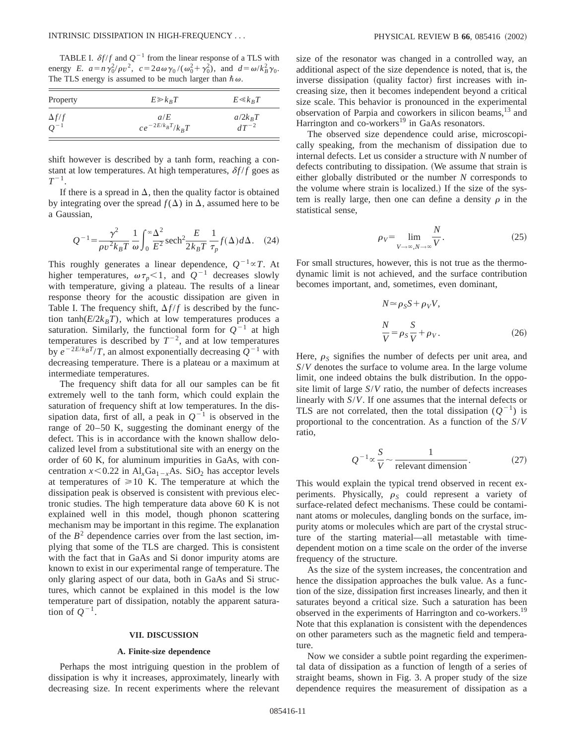TABLE I. $\delta f/f$ and $Q^{-1}$ from the linear response of a TLS with energy $E$. $a=n\gamma_0^2/\rho v^2$, $c=2a\omega\gamma_0/(\omega_0^2+\gamma_0^2)$, and $d=\omega/k_B^2\gamma_0$. The TLS energy is assumed to be much larger than $\hbar\omega$.

| Property | $E \gg k_BT$ | $E \ll k_BT$ |
|---|---|---|
| $\Delta f/f$ | $a/E$ | $a/2k_BT$ |
| $Q^{-1}$ | $ce^{-2E/k_BT}/k_BT$ | $dT^{-2}$ |

shift however is described by a tanh form, reaching a constant at low temperatures. At high temperatures, $\delta f/f$ goes as $T^{-1}$.

If there is a spread in $\Delta$, then the quality factor is obtained by integrating over the spread $f(\Delta)$ in $\Delta$, assumed here to be a Gaussian,

$$Q^{-1}=\frac{\gamma^2}{\rho v^2 k_BT}\frac{1}{\omega}\int_0^\infty \frac{\Delta^2}{E^2}\operatorname{sech}^2\frac{E}{2k_BT}\frac{1}{\tau_p}f(\Delta)d\Delta. \quad (24)$$

This roughly generates a linear dependence, $Q^{-1}\propto T$. At higher temperatures, $\omega\tau_p<1$, and $Q^{-1}$ decreases slowly with temperature, giving a plateau. The results of a linear response theory for the acoustic dissipation are given in Table I. The frequency shift, $\Delta f/f$ is described by the function $\tanh(E/2k_BT)$, which at low temperatures produces a saturation. Similarly, the functional form for $Q^{-1}$ at high temperatures is described by $T^{-2}$, and at low temperatures by $e^{-2E/k_BT}/T$, an almost exponentially decreasing $Q^{-1}$ with decreasing temperature. There is a plateau or a maximum at intermediate temperatures.

The frequency shift data for all our samples can be fit extremely well to the tanh form, which could explain the saturation of frequency shift at low temperatures. In the dissipation data, first of all, a peak in $Q^{-1}$ is observed in the range of 20–50 K, suggesting the dominant energy of the defect. This is in accordance with the known shallow delocalized level from a substitutional site with an energy on the order of 60 K, for aluminum impurities in GaAs, with concentration $x<0.22$ in $Al_xGa_{1-x}As$. $SiO_2$ has acceptor levels at temperatures of $\geqslant 10$ K. The temperature at which the dissipation peak is observed is consistent with previous electronic studies. The high temperature data above 60 K is not explained well in this model, though phonon scattering mechanism may be important in this regime. The explanation of the $B^2$ dependence carries over from the last section, implying that some of the TLS are charged. This is consistent with the fact that in GaAs and Si donor impurity atoms are known to exist in our experimental range of temperature. The only glaring aspect of our data, both in GaAs and Si structures, which cannot be explained in this model is the low temperature part of dissipation, notably the apparent saturation of $Q^{-1}$.

## VII. DISCUSSION

### A. Finite-size dependence

Perhaps the most intriguing question in the problem of dissipation is why it increases, approximately, linearly with decreasing size. In recent experiments where the relevant size of the resonator was changed in a controlled way, an additional aspect of the size dependence is noted, that is, the inverse dissipation (quality factor) first increases with increasing size, then it becomes independent beyond a critical size scale. This behavior is pronounced in the experimental observation of Parpia and coworkers in silicon beams,[13] and Harrington and co-workers[19] in GaAs resonators.

The observed size dependence could arise, microscopically speaking, from the mechanism of dissipation due to internal defects. Let us consider a structure with $N$ number of defects contributing to dissipation. (We assume that strain is either globally distributed or the number $N$ corresponds to the volume where strain is localized.) If the size of the system is really large, then one can define a density $\rho$ in the statistical sense,

$$\rho_V=\lim_{V\to\infty,N\to\infty}\frac{N}{V}. \quad (25)$$

For small structures, however, this is not true as the thermodynamic limit is not achieved, and the surface contribution becomes important, and, sometimes, even dominant,

$$N\simeq\rho_S S+\rho_V V,$$
$$\frac{N}{V}=\rho_S\frac{S}{V}+\rho_V. \quad (26)$$

Here, $\rho_S$ signifies the number of defects per unit area, and $S/V$ denotes the surface to volume area. In the large volume limit, one indeed obtains the bulk distribution. In the opposite limit of large $S/V$ ratio, the number of defects increases linearly with $S/V$. If one assumes that the internal defects or TLS are not correlated, then the total dissipation ($Q^{-1}$) is proportional to the concentration. As a function of the $S/V$ ratio,

$$Q^{-1}\propto\frac{S}{V}\sim\frac{1}{\text{relevant dimension}}. \quad (27)$$

This would explain the typical trend observed in recent experiments. Physically, $\rho_S$ could represent a variety of surface-related defect mechanisms. These could be contaminant atoms or molecules, dangling bonds on the surface, impurity atoms or molecules which are part of the crystal structure of the starting material—all metastable with time-dependent motion on a time scale on the order of the inverse frequency of the structure.

As the size of the system increases, the concentration and hence the dissipation approaches the bulk value. As a function of the size, dissipation first increases linearly, and then it saturates beyond a critical size. Such a saturation has been observed in the experiments of Harrington and co-workers.[19] Note that this explanation is consistent with the dependences on other parameters such as the magnetic field and temperature.

Now we consider a subtle point regarding the experimental data of dissipation as a function of length of a series of straight beams, shown in Fig. 3. A proper study of the size dependence requires the measurement of dissipation as a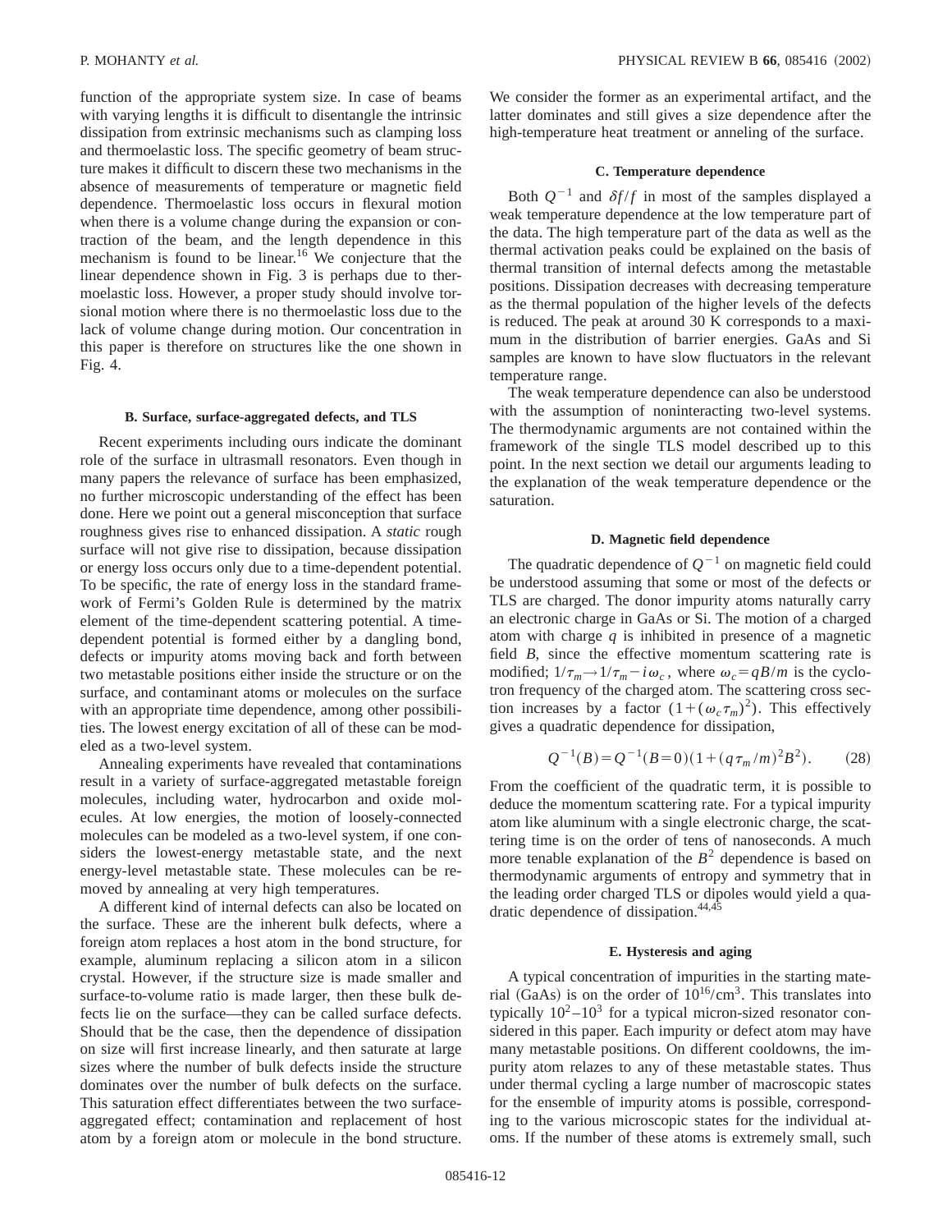function of the appropriate system size. In case of beams with varying lengths it is difficult to disentangle the intrinsic dissipation from extrinsic mechanisms such as clamping loss and thermoelastic loss. The specific geometry of beam structure makes it difficult to discern these two mechanisms in the absence of measurements of temperature or magnetic field dependence. Thermoelastic loss occurs in flexural motion when there is a volume change during the expansion or contraction of the beam, and the length dependence in this mechanism is found to be linear.[16] We conjecture that the linear dependence shown in Fig. 3 is perhaps due to thermoelastic loss. However, a proper study should involve torsional motion where there is no thermoelastic loss due to the lack of volume change during motion. Our concentration in this paper is therefore on structures like the one shown in Fig. 4.

### B. Surface, surface-aggregated defects, and TLS

Recent experiments including ours indicate the dominant role of the surface in ultrasmall resonators. Even though in many papers the relevance of surface has been emphasized, no further microscopic understanding of the effect has been done. Here we point out a general misconception that surface roughness gives rise to enhanced dissipation. A *static* rough surface will not give rise to dissipation, because dissipation or energy loss occurs only due to a time-dependent potential. To be specific, the rate of energy loss in the standard framework of Fermi's Golden Rule is determined by the matrix element of the time-dependent scattering potential. A time-dependent potential is formed either by a dangling bond, defects or impurity atoms moving back and forth between two metastable positions either inside the structure or on the surface, and contaminant atoms or molecules on the surface with an appropriate time dependence, among other possibilities. The lowest energy excitation of all of these can be modeled as a two-level system.

Annealing experiments have revealed that contaminations result in a variety of surface-aggregated metastable foreign molecules, including water, hydrocarbon and oxide molecules. At low energies, the motion of loosely-connected molecules can be modeled as a two-level system, if one considers the lowest-energy metastable state, and the next energy-level metastable state. These molecules can be removed by annealing at very high temperatures.

A different kind of internal defects can also be located on the surface. These are the inherent bulk defects, where a foreign atom replaces a host atom in the bond structure, for example, aluminum replacing a silicon atom in a silicon crystal. However, if the structure size is made smaller and surface-to-volume ratio is made larger, then these bulk defects lie on the surface—they can be called surface defects. Should that be the case, then the dependence of dissipation on size will first increase linearly, and then saturate at large sizes where the number of bulk defects inside the structure dominates over the number of bulk defects on the surface. This saturation effect differentiates between the two surface-aggregated effect; contamination and replacement of host atom by a foreign atom or molecule in the bond structure. We consider the former as an experimental artifact, and the latter dominates and still gives a size dependence after the high-temperature heat treatment or anneling of the surface.

### C. Temperature dependence

Both $Q^{-1}$ and $\delta f/f$ in most of the samples displayed a weak temperature dependence at the low temperature part of the data. The high temperature part of the data as well as the thermal activation peaks could be explained on the basis of thermal transition of internal defects among the metastable positions. Dissipation decreases with decreasing temperature as the thermal population of the higher levels of the defects is reduced. The peak at around 30 K corresponds to a maximum in the distribution of barrier energies. GaAs and Si samples are known to have slow fluctuators in the relevant temperature range.

The weak temperature dependence can also be understood with the assumption of noninteracting two-level systems. The thermodynamic arguments are not contained within the framework of the single TLS model described up to this point. In the next section we detail our arguments leading to the explanation of the weak temperature dependence or the saturation.

### D. Magnetic field dependence

The quadratic dependence of $Q^{-1}$ on magnetic field could be understood assuming that some or most of the defects or TLS are charged. The donor impurity atoms naturally carry an electronic charge in GaAs or Si. The motion of a charged atom with charge $q$ is inhibited in presence of a magnetic field $B$, since the effective momentum scattering rate is modified; $1/\tau_m \rightarrow 1/\tau_m - i\omega_c$, where $\omega_c = qB/m$ is the cyclotron frequency of the charged atom. The scattering cross section increases by a factor $(1+(\omega_c\tau_m)^2)$. This effectively gives a quadratic dependence for dissipation,

$$Q^{-1}(B) = Q^{-1}(B=0)(1+(q\tau_m/m)^2 B^2). \tag{28}$$

From the coefficient of the quadratic term, it is possible to deduce the momentum scattering rate. For a typical impurity atom like aluminum with a single electronic charge, the scattering time is on the order of tens of nanoseconds. A much more tenable explanation of the $B^2$ dependence is based on thermodynamic arguments of entropy and symmetry that in the leading order charged TLS or dipoles would yield a quadratic dependence of dissipation.[44,45]

### E. Hysteresis and aging

A typical concentration of impurities in the starting material (GaAs) is on the order of $10^{16}/\mathrm{cm}^3$. This translates into typically $10^2$–$10^3$ for a typical micron-sized resonator considered in this paper. Each impurity or defect atom may have many metastable positions. On different cooldowns, the impurity atom relazes to any of these metastable states. Thus under thermal cycling a large number of macroscopic states for the ensemble of impurity atoms is possible, corresponding to the various microscopic states for the individual atoms. If the number of these atoms is extremely small, such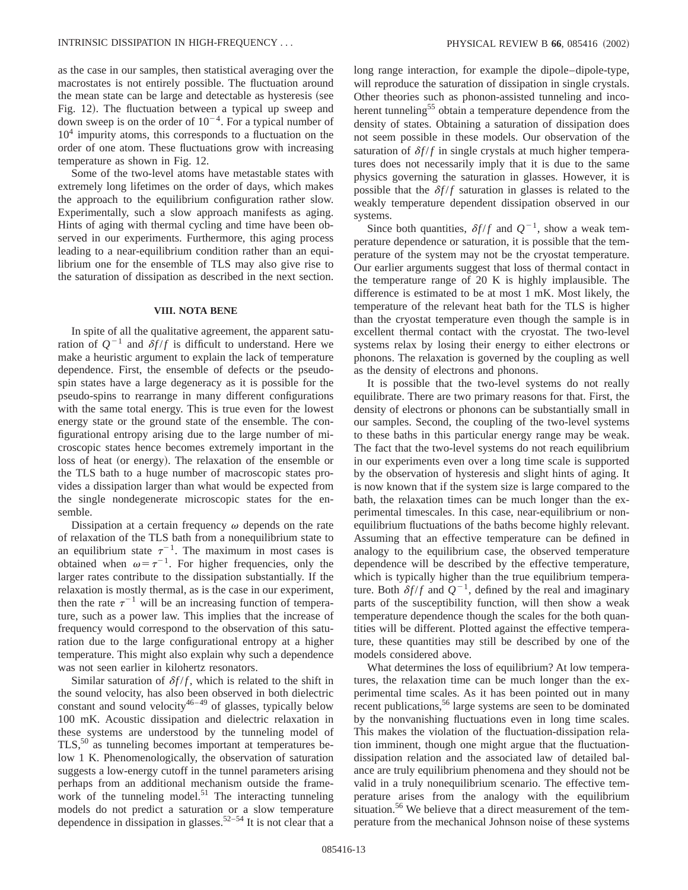as the case in our samples, then statistical averaging over the macrostates is not entirely possible. The fluctuation around the mean state can be large and detectable as hysteresis (see Fig. 12). The fluctuation between a typical up sweep and down sweep is on the order of $10^{-4}$. For a typical number of $10^4$ impurity atoms, this corresponds to a fluctuation on the order of one atom. These fluctuations grow with increasing temperature as shown in Fig. 12.

Some of the two-level atoms have metastable states with extremely long lifetimes on the order of days, which makes the approach to the equilibrium configuration rather slow. Experimentally, such a slow approach manifests as aging. Hints of aging with thermal cycling and time have been observed in our experiments. Furthermore, this aging process leading to a near-equilibrium condition rather than an equilibrium one for the ensemble of TLS may also give rise to the saturation of dissipation as described in the next section.

## VIII. NOTA BENE

In spite of all the qualitative agreement, the apparent saturation of $Q^{-1}$ and $\delta f/f$ is difficult to understand. Here we make a heuristic argument to explain the lack of temperature dependence. First, the ensemble of defects or the pseudospin states have a large degeneracy as it is possible for the pseudo-spins to rearrange in many different configurations with the same total energy. This is true even for the lowest energy state or the ground state of the ensemble. The configurational entropy arising due to the large number of microscopic states hence becomes extremely important in the loss of heat (or energy). The relaxation of the ensemble or the TLS bath to a huge number of macroscopic states provides a dissipation larger than what would be expected from the single nondegenerate microscopic states for the ensemble.

Dissipation at a certain frequency $\omega$ depends on the rate of relaxation of the TLS bath from a nonequilibrium state to an equilibrium state $\tau^{-1}$. The maximum in most cases is obtained when $\omega = \tau^{-1}$. For higher frequencies, only the larger rates contribute to the dissipation substantially. If the relaxation is mostly thermal, as is the case in our experiment, then the rate $\tau^{-1}$ will be an increasing function of temperature, such as a power law. This implies that the increase of frequency would correspond to the observation of this saturation due to the large configurational entropy at a higher temperature. This might also explain why such a dependence was not seen earlier in kilohertz resonators.

Similar saturation of $\delta f/f$, which is related to the shift in the sound velocity, has also been observed in both dielectric constant and sound velocity[46–49] of glasses, typically below 100 mK. Acoustic dissipation and dielectric relaxation in these systems are understood by the tunneling model of TLS,[50] as tunneling becomes important at temperatures below 1 K. Phenomenologically, the observation of saturation suggests a low-energy cutoff in the tunnel parameters arising perhaps from an additional mechanism outside the framework of the tunneling model.[51] The interacting tunneling models do not predict a saturation or a slow temperature dependence in dissipation in glasses.[52–54] It is not clear that a long range interaction, for example the dipole–dipole-type, will reproduce the saturation of dissipation in single crystals. Other theories such as phonon-assisted tunneling and incoherent tunneling[55] obtain a temperature dependence from the density of states. Obtaining a saturation of dissipation does not seem possible in these models. Our observation of the saturation of $\delta f/f$ in single crystals at much higher temperatures does not necessarily imply that it is due to the same physics governing the saturation in glasses. However, it is possible that the $\delta f/f$ saturation in glasses is related to the weakly temperature dependent dissipation observed in our systems.

Since both quantities, $\delta f/f$ and $Q^{-1}$, show a weak temperature dependence or saturation, it is possible that the temperature of the system may not be the cryostat temperature. Our earlier arguments suggest that loss of thermal contact in the temperature range of 20 K is highly implausible. The difference is estimated to be at most 1 mK. Most likely, the temperature of the relevant heat bath for the TLS is higher than the cryostat temperature even though the sample is in excellent thermal contact with the cryostat. The two-level systems relax by losing their energy to either electrons or phonons. The relaxation is governed by the coupling as well as the density of electrons and phonons.

It is possible that the two-level systems do not really equilibrate. There are two primary reasons for that. First, the density of electrons or phonons can be substantially small in our samples. Second, the coupling of the two-level systems to these baths in this particular energy range may be weak. The fact that the two-level systems do not reach equilibrium in our experiments even over a long time scale is supported by the observation of hysteresis and slight hints of aging. It is now known that if the system size is large compared to the bath, the relaxation times can be much longer than the experimental timescales. In this case, near-equilibrium or nonequilibrium fluctuations of the baths become highly relevant. Assuming that an effective temperature can be defined in analogy to the equilibrium case, the observed temperature dependence will be described by the effective temperature, which is typically higher than the true equilibrium temperature. Both $\delta f/f$ and $Q^{-1}$, defined by the real and imaginary parts of the susceptibility function, will then show a weak temperature dependence though the scales for the both quantities will be different. Plotted against the effective temperature, these quantities may still be described by one of the models considered above.

What determines the loss of equilibrium? At low temperatures, the relaxation time can be much longer than the experimental time scales. As it has been pointed out in many recent publications,[56] large systems are seen to be dominated by the nonvanishing fluctuations even in long time scales. This makes the violation of the fluctuation-dissipation relation imminent, though one might argue that the fluctuation-dissipation relation and the associated law of detailed balance are truly equilibrium phenomena and they should not be valid in a truly nonequilibrium scenario. The effective temperature arises from the analogy with the equilibrium situation.[56] We believe that a direct measurement of the temperature from the mechanical Johnson noise of these systems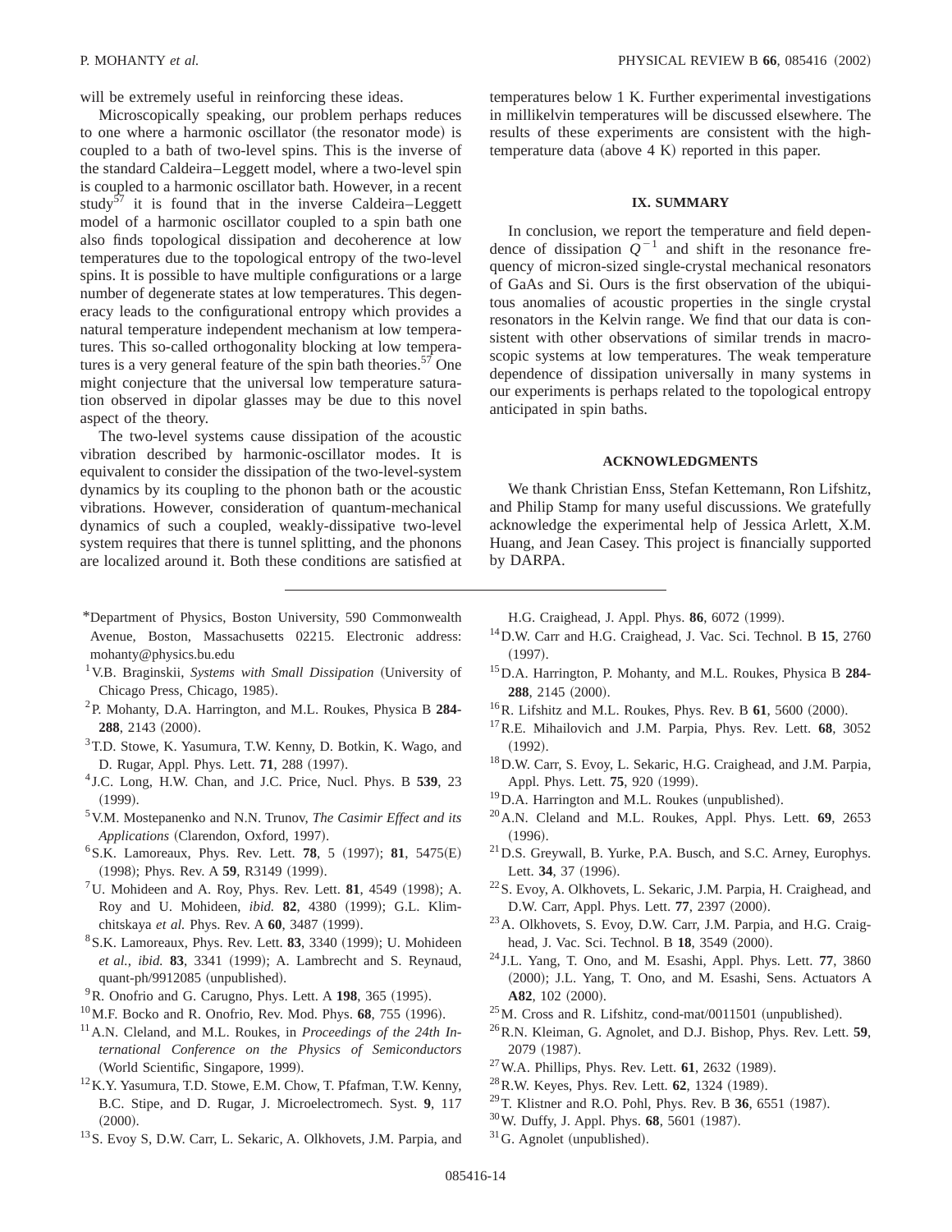will be extremely useful in reinforcing these ideas.

Microscopically speaking, our problem perhaps reduces to one where a harmonic oscillator (the resonator mode) is coupled to a bath of two-level spins. This is the inverse of the standard Caldeira–Leggett model, where a two-level spin is coupled to a harmonic oscillator bath. However, in a recent study[57] it is found that in the inverse Caldeira–Leggett model of a harmonic oscillator coupled to a spin bath one also finds topological dissipation and decoherence at low temperatures due to the topological entropy of the two-level spins. It is possible to have multiple configurations or a large number of degenerate states at low temperatures. This degeneracy leads to the configurational entropy which provides a natural temperature independent mechanism at low temperatures. This so-called orthogonality blocking at low temperatures is a very general feature of the spin bath theories.[57] One might conjecture that the universal low temperature saturation observed in dipolar glasses may be due to this novel aspect of the theory.

The two-level systems cause dissipation of the acoustic vibration described by harmonic-oscillator modes. It is equivalent to consider the dissipation of the two-level-system dynamics by its coupling to the phonon bath or the acoustic vibrations. However, consideration of quantum-mechanical dynamics of such a coupled, weakly-dissipative two-level system requires that there is tunnel splitting, and the phonons are localized around it. Both these conditions are satisfied at temperatures below 1 K. Further experimental investigations in millikelvin temperatures will be discussed elsewhere. The results of these experiments are consistent with the high-temperature data (above 4 K) reported in this paper.

## IX. SUMMARY

In conclusion, we report the temperature and field dependence of dissipation $Q^{-1}$ and shift in the resonance frequency of micron-sized single-crystal mechanical resonators of GaAs and Si. Ours is the first observation of the ubiquitous anomalies of acoustic properties in the single crystal resonators in the Kelvin range. We find that our data is consistent with other observations of similar trends in macroscopic systems at low temperatures. The weak temperature dependence of dissipation universally in many systems in our experiments is perhaps related to the topological entropy anticipated in spin baths.

## ACKNOWLEDGMENTS

We thank Christian Enss, Stefan Kettemann, Ron Lifshitz, and Philip Stamp for many useful discussions. We gratefully acknowledge the experimental help of Jessica Arlett, X.M. Huang, and Jean Casey. This project is financially supported by DARPA.

---

*Department of Physics, Boston University, 590 Commonwealth Avenue, Boston, Massachusetts 02215. Electronic address: mohanty@physics.bu.edu

[1] V.B. Braginskii, *Systems with Small Dissipation* (University of Chicago Press, Chicago, 1985).

[2] P. Mohanty, D.A. Harrington, and M.L. Roukes, Physica B **284-288**, 2143 (2000).

[3] T.D. Stowe, K. Yasumura, T.W. Kenny, D. Botkin, K. Wago, and D. Rugar, Appl. Phys. Lett. **71**, 288 (1997).

[4] J.C. Long, H.W. Chan, and J.C. Price, Nucl. Phys. B **539**, 23 (1999).

[5] V.M. Mostepanenko and N.N. Trunov, *The Casimir Effect and its Applications* (Clarendon, Oxford, 1997).

[6] S.K. Lamoreaux, Phys. Rev. Lett. **78**, 5 (1997); **81**, 5475(E) (1998); Phys. Rev. A **59**, R3149 (1999).

[7] U. Mohideen and A. Roy, Phys. Rev. Lett. **81**, 4549 (1998); A. Roy and U. Mohideen, *ibid.* **82**, 4380 (1999); G.L. Klimchitskaya *et al.* Phys. Rev. A **60**, 3487 (1999).

[8] S.K. Lamoreaux, Phys. Rev. Lett. **83**, 3340 (1999); U. Mohideen *et al.*, *ibid.* **83**, 3341 (1999); A. Lambrecht and S. Reynaud, quant-ph/9912085 (unpublished).

[9] R. Onofrio and G. Carugno, Phys. Lett. A **198**, 365 (1995).

[10] M.F. Bocko and R. Onofrio, Rev. Mod. Phys. **68**, 755 (1996).

[11] A.N. Cleland, and M.L. Roukes, in *Proceedings of the 24th International Conference on the Physics of Semiconductors* (World Scientific, Singapore, 1999).

[12] K.Y. Yasumura, T.D. Stowe, E.M. Chow, T. Pfafman, T.W. Kenny, B.C. Stipe, and D. Rugar, J. Microelectromech. Syst. **9**, 117 (2000).

[13] S. Evoy S, D.W. Carr, L. Sekaric, A. Olkhovets, J.M. Parpia, and H.G. Craighead, J. Appl. Phys. **86**, 6072 (1999).

[14] D.W. Carr and H.G. Craighead, J. Vac. Sci. Technol. B **15**, 2760 (1997).

[15] D.A. Harrington, P. Mohanty, and M.L. Roukes, Physica B **284-288**, 2145 (2000).

[16] R. Lifshitz and M.L. Roukes, Phys. Rev. B **61**, 5600 (2000).

[17] R.E. Mihailovich and J.M. Parpia, Phys. Rev. Lett. **68**, 3052 (1992).

[18] D.W. Carr, S. Evoy, L. Sekaric, H.G. Craighead, and J.M. Parpia, Appl. Phys. Lett. **75**, 920 (1999).

[19] D.A. Harrington and M.L. Roukes (unpublished).

[20] A.N. Cleland and M.L. Roukes, Appl. Phys. Lett. **69**, 2653 (1996).

[21] D.S. Greywall, B. Yurke, P.A. Busch, and S.C. Arney, Europhys. Lett. **34**, 37 (1996).

[22] S. Evoy, A. Olkhovets, L. Sekaric, J.M. Parpia, H. Craighead, and D.W. Carr, Appl. Phys. Lett. **77**, 2397 (2000).

[23] A. Olkhovets, S. Evoy, D.W. Carr, J.M. Parpia, and H.G. Craighead, J. Vac. Sci. Technol. B **18**, 3549 (2000).

[24] J.L. Yang, T. Ono, and M. Esashi, Appl. Phys. Lett. **77**, 3860 (2000); J.L. Yang, T. Ono, and M. Esashi, Sens. Actuators A **A82**, 102 (2000).

[25] M. Cross and R. Lifshitz, cond-mat/0011501 (unpublished).

[26] R.N. Kleiman, G. Agnolet, and D.J. Bishop, Phys. Rev. Lett. **59**, 2079 (1987).

[27] W.A. Phillips, Phys. Rev. Lett. **61**, 2632 (1989).

[28] R.W. Keyes, Phys. Rev. Lett. **62**, 1324 (1989).

[29] T. Klistner and R.O. Pohl, Phys. Rev. B **36**, 6551 (1987).

[30] W. Duffy, J. Appl. Phys. **68**, 5601 (1987).

[31] G. Agnolet (unpublished).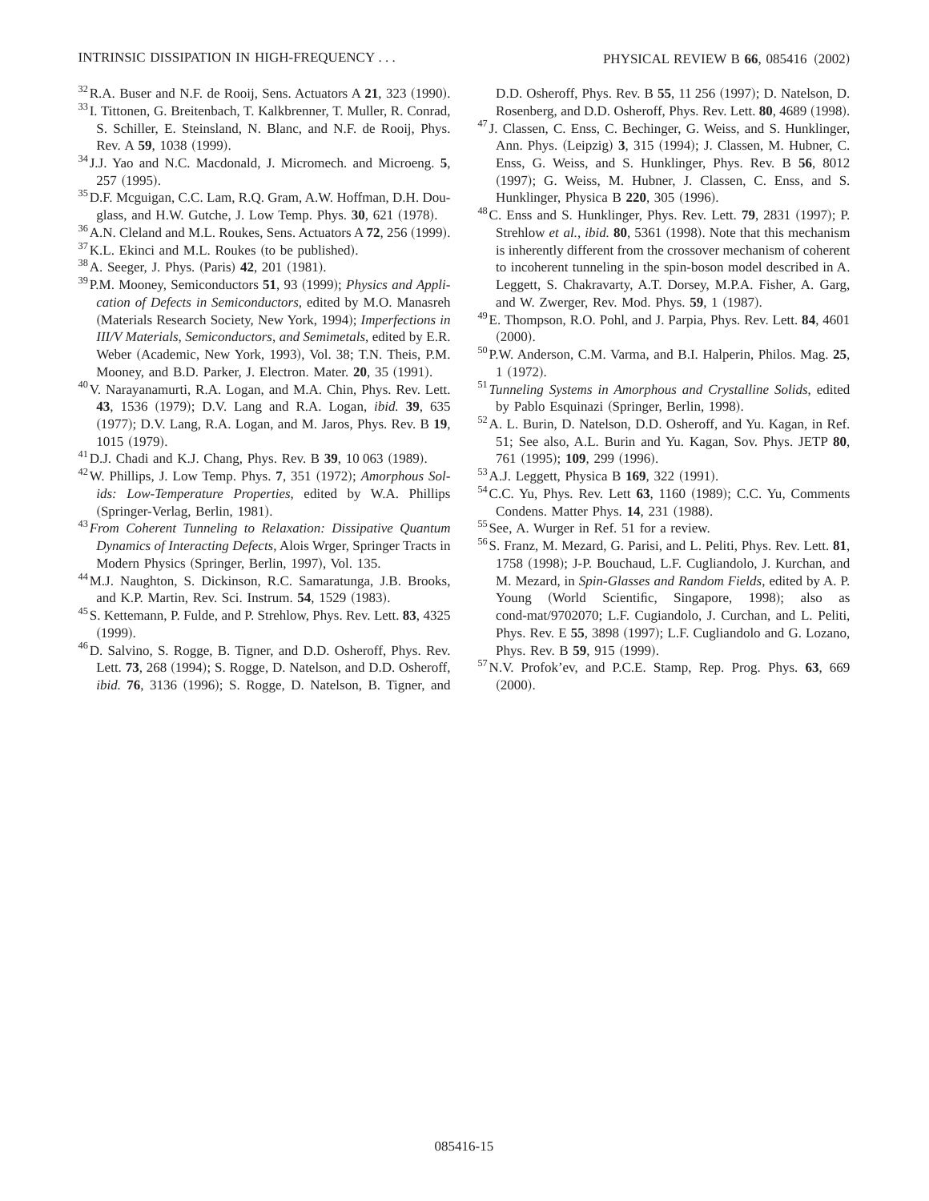[32] R.A. Buser and N.F. de Rooij, Sens. Actuators A **21**, 323 (1990).

[33] I. Tittonen, G. Breitenbach, T. Kalkbrenner, T. Muller, R. Conrad, S. Schiller, E. Steinsland, N. Blanc, and N.F. de Rooij, Phys. Rev. A **59**, 1038 (1999).

[34] J.J. Yao and N.C. Macdonald, J. Micromech. and Microeng. **5**, 257 (1995).

[35] D.F. Mcguigan, C.C. Lam, R.Q. Gram, A.W. Hoffman, D.H. Douglass, and H.W. Gutche, J. Low Temp. Phys. **30**, 621 (1978).

[36] A.N. Cleland and M.L. Roukes, Sens. Actuators A **72**, 256 (1999).

[37] K.L. Ekinci and M.L. Roukes (to be published).

[38] A. Seeger, J. Phys. (Paris) **42**, 201 (1981).

[39] P.M. Mooney, Semiconductors **51**, 93 (1999); *Physics and Application of Defects in Semiconductors*, edited by M.O. Manasreh (Materials Research Society, New York, 1994); *Imperfections in III/V Materials, Semiconductors, and Semimetals*, edited by E.R. Weber (Academic, New York, 1993), Vol. 38; T.N. Theis, P.M. Mooney, and B.D. Parker, J. Electron. Mater. **20**, 35 (1991).

[40] V. Narayanamurti, R.A. Logan, and M.A. Chin, Phys. Rev. Lett. **43**, 1536 (1979); D.V. Lang and R.A. Logan, *ibid.* **39**, 635 (1977); D.V. Lang, R.A. Logan, and M. Jaros, Phys. Rev. B **19**, 1015 (1979).

[41] D.J. Chadi and K.J. Chang, Phys. Rev. B **39**, 10 063 (1989).

[42] W. Phillips, J. Low Temp. Phys. **7**, 351 (1972); *Amorphous Solids: Low-Temperature Properties*, edited by W.A. Phillips (Springer-Verlag, Berlin, 1981).

[43] *From Coherent Tunneling to Relaxation: Dissipative Quantum Dynamics of Interacting Defects*, Alois Wrger, Springer Tracts in Modern Physics (Springer, Berlin, 1997), Vol. 135.

[44] M.J. Naughton, S. Dickinson, R.C. Samaratunga, J.B. Brooks, and K.P. Martin, Rev. Sci. Instrum. **54**, 1529 (1983).

[45] S. Kettemann, P. Fulde, and P. Strehlow, Phys. Rev. Lett. **83**, 4325 (1999).

[46] D. Salvino, S. Rogge, B. Tigner, and D.D. Osheroff, Phys. Rev. Lett. **73**, 268 (1994); S. Rogge, D. Natelson, and D.D. Osheroff, *ibid.* **76**, 3136 (1996); S. Rogge, D. Natelson, B. Tigner, and D.D. Osheroff, Phys. Rev. B **55**, 11 256 (1997); D. Natelson, D. Rosenberg, and D.D. Osheroff, Phys. Rev. Lett. **80**, 4689 (1998).

[47] J. Classen, C. Enss, C. Bechinger, G. Weiss, and S. Hunklinger, Ann. Phys. (Leipzig) **3**, 315 (1994); J. Classen, M. Hubner, C. Enss, G. Weiss, and S. Hunklinger, Phys. Rev. B **56**, 8012 (1997); G. Weiss, M. Hubner, J. Classen, C. Enss, and S. Hunklinger, Physica B **220**, 305 (1996).

[48] C. Enss and S. Hunklinger, Phys. Rev. Lett. **79**, 2831 (1997); P. Strehlow *et al.*, *ibid.* **80**, 5361 (1998). Note that this mechanism is inherently different from the crossover mechanism of coherent to incoherent tunneling in the spin-boson model described in A. Leggett, S. Chakravarty, A.T. Dorsey, M.P.A. Fisher, A. Garg, and W. Zwerger, Rev. Mod. Phys. **59**, 1 (1987).

[49] E. Thompson, R.O. Pohl, and J. Parpia, Phys. Rev. Lett. **84**, 4601 (2000).

[50] P.W. Anderson, C.M. Varma, and B.I. Halperin, Philos. Mag. **25**, 1 (1972).

[51] *Tunneling Systems in Amorphous and Crystalline Solids*, edited by Pablo Esquinazi (Springer, Berlin, 1998).

[52] A. L. Burin, D. Natelson, D.D. Osheroff, and Yu. Kagan, in Ref. 51; See also, A.L. Burin and Yu. Kagan, Sov. Phys. JETP **80**, 761 (1995); **109**, 299 (1996).

[53] A.J. Leggett, Physica B **169**, 322 (1991).

[54] C.C. Yu, Phys. Rev. Lett **63**, 1160 (1989); C.C. Yu, Comments Condens. Matter Phys. **14**, 231 (1988).

[55] See, A. Wurger in Ref. 51 for a review.

[56] S. Franz, M. Mezard, G. Parisi, and L. Peliti, Phys. Rev. Lett. **81**, 1758 (1998); J-P. Bouchaud, L.F. Cugliandolo, J. Kurchan, and M. Mezard, in *Spin-Glasses and Random Fields*, edited by A. P. Young (World Scientific, Singapore, 1998); also as cond-mat/9702070; L.F. Cugiandolo, J. Curchan, and L. Peliti, Phys. Rev. E **55**, 3898 (1997); L.F. Cugliandolo and G. Lozano, Phys. Rev. B **59**, 915 (1999).

[57] N.V. Profok'ev, and P.C.E. Stamp, Rep. Prog. Phys. **63**, 669 (2000).